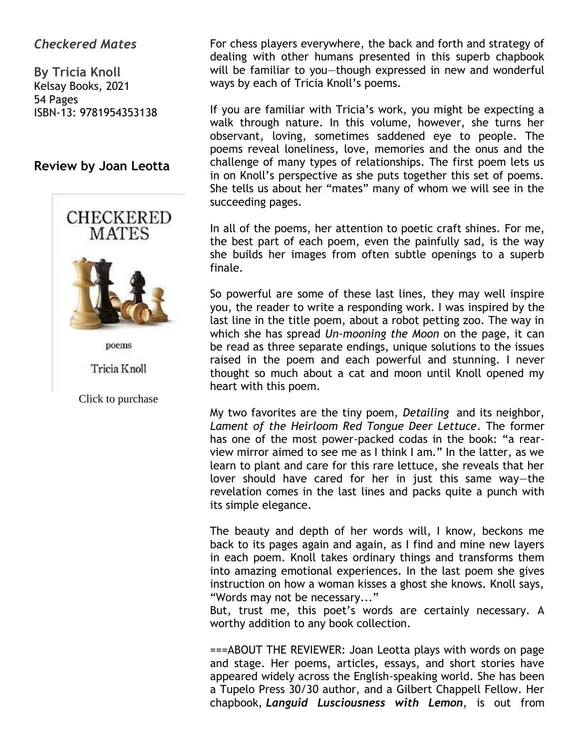*Checkered Mates*

**By Tricia Knoll**
Kelsay Books, 2021
54 Pages
ISBN-13: 9781954353138

## Review by Joan Leotta

Click to purchase

For chess players everywhere, the back and forth and strategy of dealing with other humans presented in this superb chapbook will be familiar to you—though expressed in new and wonderful ways by each of Tricia Knoll's poems.

If you are familiar with Tricia's work, you might be expecting a walk through nature. In this volume, however, she turns her observant, loving, sometimes saddened eye to people. The poems reveal loneliness, love, memories and the onus and the challenge of many types of relationships. The first poem lets us in on Knoll's perspective as she puts together this set of poems. She tells us about her "mates" many of whom we will see in the succeeding pages.

In all of the poems, her attention to poetic craft shines. For me, the best part of each poem, even the painfully sad, is the way she builds her images from often subtle openings to a superb finale.

So powerful are some of these last lines, they may well inspire you, the reader to write a responding work. I was inspired by the last line in the title poem, about a robot petting zoo. The way in which she has spread *Un-mooning the Moon* on the page, it can be read as three separate endings, unique solutions to the issues raised in the poem and each powerful and stunning. I never thought so much about a cat and moon until Knoll opened my heart with this poem.

My two favorites are the tiny poem, *Detailing* and its neighbor, *Lament of the Heirloom Red Tongue Deer Lettuce*. The former has one of the most power-packed codas in the book: "a rear-view mirror aimed to see me as I think I am." In the latter, as we learn to plant and care for this rare lettuce, she reveals that her lover should have cared for her in just this same way—the revelation comes in the last lines and packs quite a punch with its simple elegance.

The beauty and depth of her words will, I know, beckons me back to its pages again and again, as I find and mine new layers in each poem. Knoll takes ordinary things and transforms them into amazing emotional experiences. In the last poem she gives instruction on how a woman kisses a ghost she knows. Knoll says, "Words may not be necessary..."
But, trust me, this poet's words are certainly necessary. A worthy addition to any book collection.

===ABOUT THE REVIEWER: Joan Leotta plays with words on page and stage. Her poems, articles, essays, and short stories have appeared widely across the English-speaking world. She has been a Tupelo Press 30/30 author, and a Gilbert Chappell Fellow. Her chapbook, ***Languid Lusciousness with Lemon***, is out from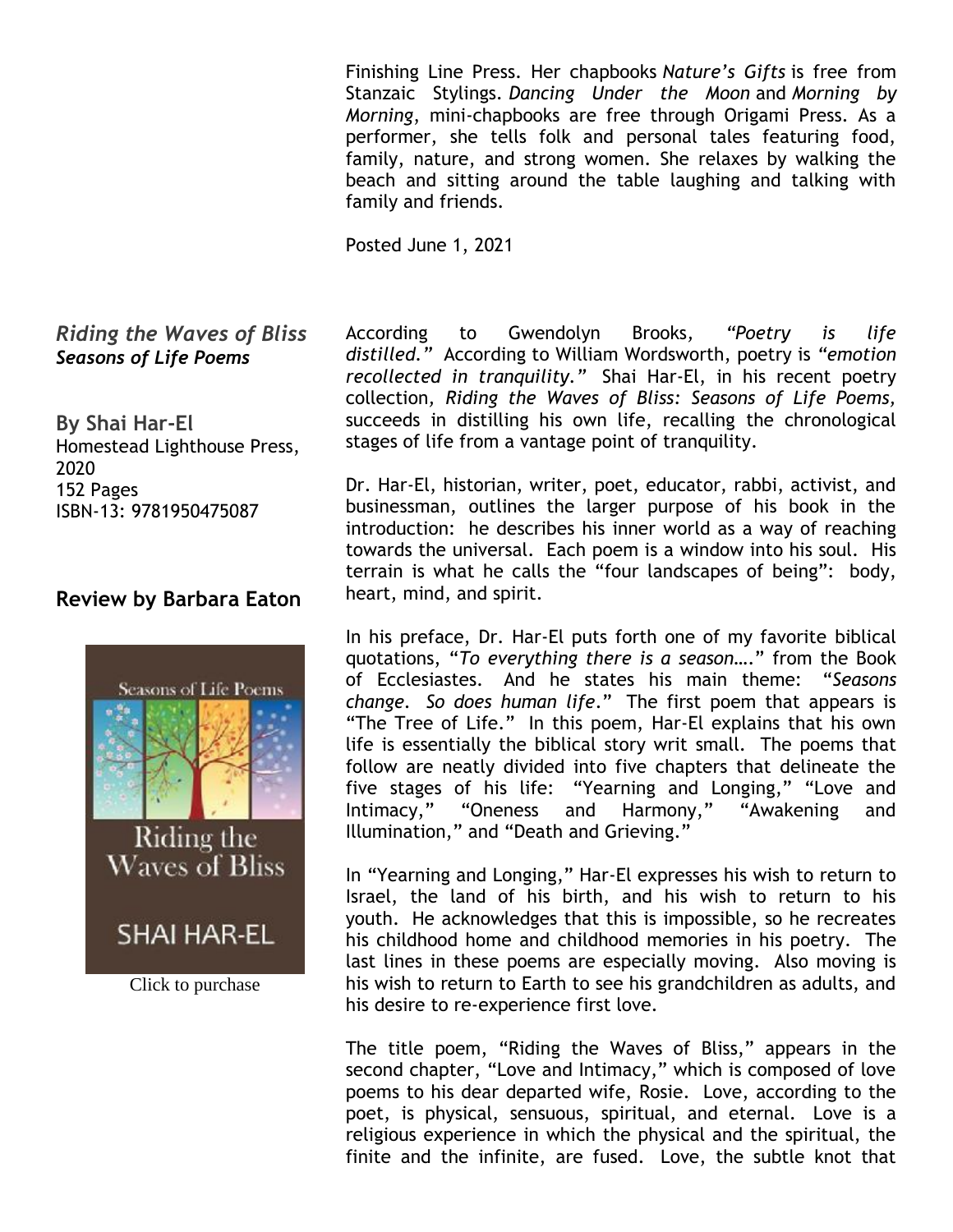Finishing Line Press. Her chapbooks *Nature's Gifts* is free from Stanzaic Stylings. *Dancing Under the Moon* and *Morning by Morning*, mini-chapbooks are free through Origami Press. As a performer, she tells folk and personal tales featuring food, family, nature, and strong women. She relaxes by walking the beach and sitting around the table laughing and talking with family and friends.

Posted June 1, 2021

## *Riding the Waves of Bliss*
### ***Seasons of Life Poems***

**By Shai Har-El**
Homestead Lighthouse Press, 2020
152 Pages
ISBN-13: 9781950475087

### Review by Barbara Eaton

Click to purchase

According to Gwendolyn Brooks, *"Poetry is life distilled."* According to William Wordsworth, poetry is *"emotion recollected in tranquility."* Shai Har-El, in his recent poetry collection, *Riding the Waves of Bliss: Seasons of Life Poems,* succeeds in distilling his own life, recalling the chronological stages of life from a vantage point of tranquility.

Dr. Har-El, historian, writer, poet, educator, rabbi, activist, and businessman, outlines the larger purpose of his book in the introduction: he describes his inner world as a way of reaching towards the universal. Each poem is a window into his soul. His terrain is what he calls the "four landscapes of being": body, heart, mind, and spirit.

In his preface, Dr. Har-El puts forth one of my favorite biblical quotations, "*To everything there is a season….*" from the Book of Ecclesiastes. And he states his main theme: "*Seasons change. So does human life*." The first poem that appears is "The Tree of Life." In this poem, Har-El explains that his own life is essentially the biblical story writ small. The poems that follow are neatly divided into five chapters that delineate the five stages of his life: "Yearning and Longing," "Love and Intimacy," "Oneness and Harmony," "Awakening and Illumination," and "Death and Grieving."

In "Yearning and Longing," Har-El expresses his wish to return to Israel, the land of his birth, and his wish to return to his youth. He acknowledges that this is impossible, so he recreates his childhood home and childhood memories in his poetry. The last lines in these poems are especially moving. Also moving is his wish to return to Earth to see his grandchildren as adults, and his desire to re-experience first love.

The title poem, "Riding the Waves of Bliss," appears in the second chapter, "Love and Intimacy," which is composed of love poems to his dear departed wife, Rosie. Love, according to the poet, is physical, sensuous, spiritual, and eternal. Love is a religious experience in which the physical and the spiritual, the finite and the infinite, are fused. Love, the subtle knot that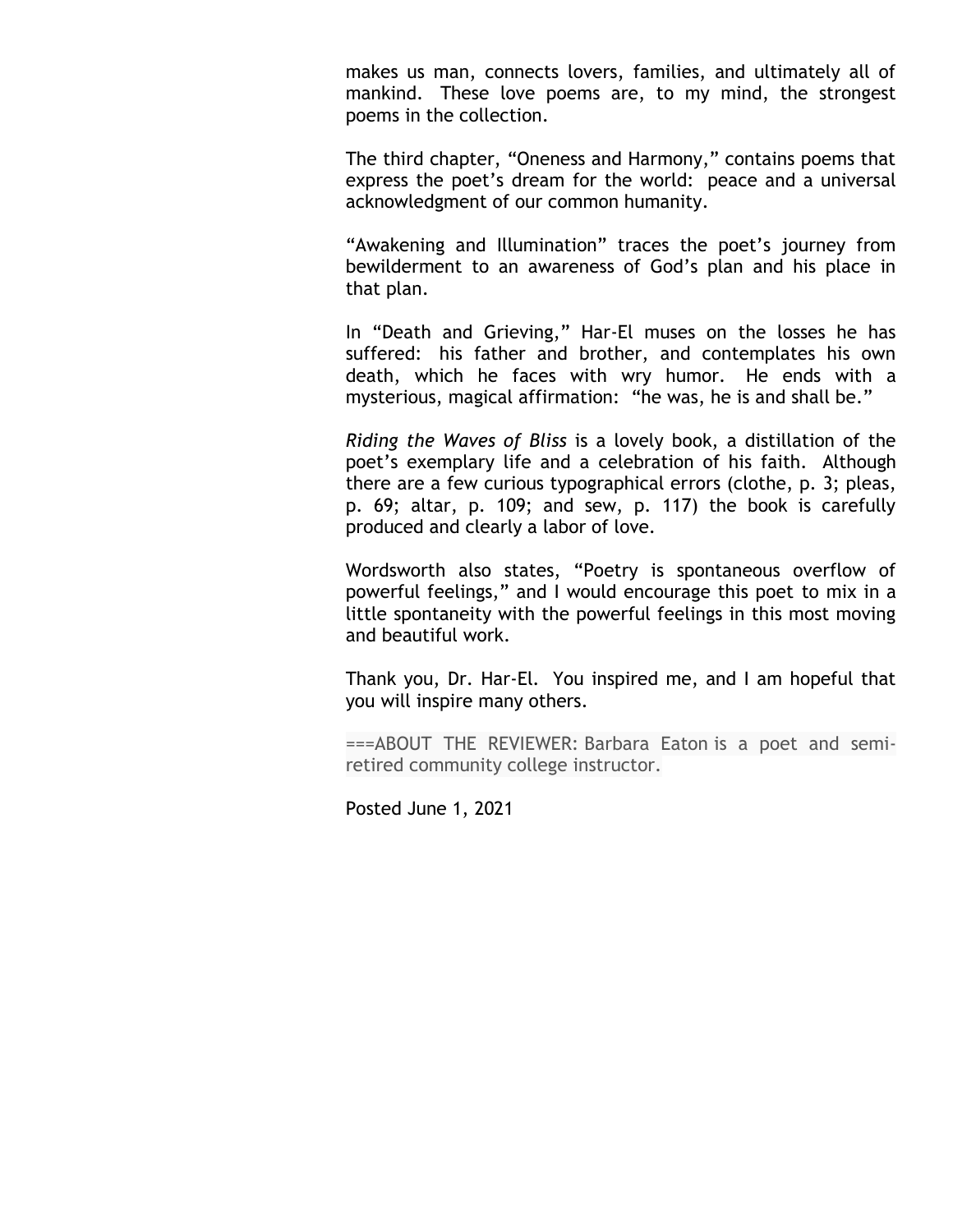makes us man, connects lovers, families, and ultimately all of mankind. These love poems are, to my mind, the strongest poems in the collection.

The third chapter, “Oneness and Harmony,” contains poems that express the poet’s dream for the world: peace and a universal acknowledgment of our common humanity.

“Awakening and Illumination” traces the poet’s journey from bewilderment to an awareness of God’s plan and his place in that plan.

In “Death and Grieving,” Har-El muses on the losses he has suffered: his father and brother, and contemplates his own death, which he faces with wry humor. He ends with a mysterious, magical affirmation: “he was, he is and shall be.”

*Riding the Waves of Bliss* is a lovely book, a distillation of the poet’s exemplary life and a celebration of his faith. Although there are a few curious typographical errors (clothe, p. 3; pleas, p. 69; altar, p. 109; and sew, p. 117) the book is carefully produced and clearly a labor of love.

Wordsworth also states, “Poetry is spontaneous overflow of powerful feelings,” and I would encourage this poet to mix in a little spontaneity with the powerful feelings in this most moving and beautiful work.

Thank you, Dr. Har-El. You inspired me, and I am hopeful that you will inspire many others.

===ABOUT THE REVIEWER: Barbara Eaton is a poet and semi-retired community college instructor.

Posted June 1, 2021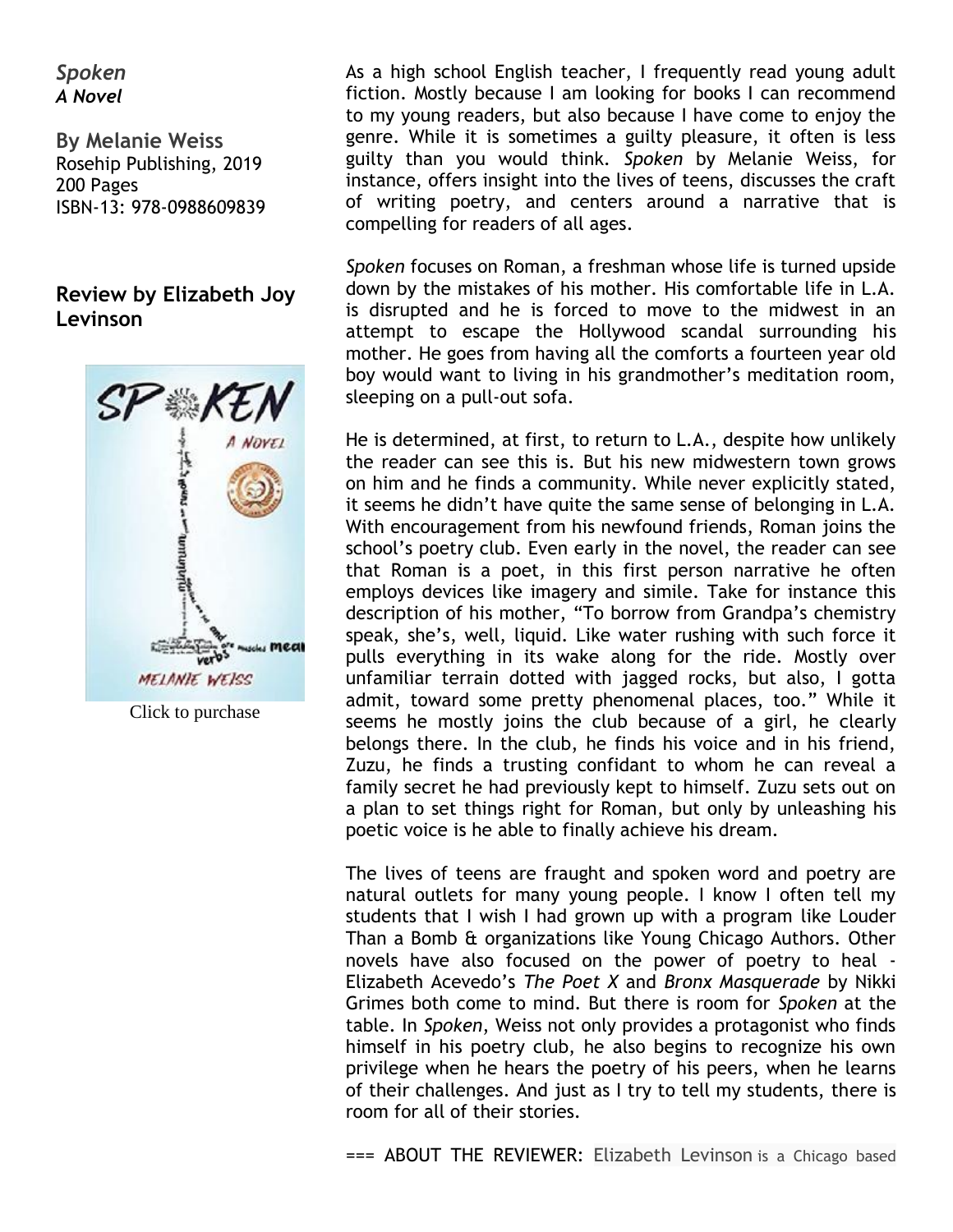*Spoken*
***A Novel***

**By Melanie Weiss**
Rosehip Publishing, 2019
200 Pages
ISBN-13: 978-0988609839

## Review by Elizabeth Joy Levinson

Click to purchase

As a high school English teacher, I frequently read young adult fiction. Mostly because I am looking for books I can recommend to my young readers, but also because I have come to enjoy the genre. While it is sometimes a guilty pleasure, it often is less guilty than you would think. *Spoken* by Melanie Weiss, for instance, offers insight into the lives of teens, discusses the craft of writing poetry, and centers around a narrative that is compelling for readers of all ages.

*Spoken* focuses on Roman, a freshman whose life is turned upside down by the mistakes of his mother. His comfortable life in L.A. is disrupted and he is forced to move to the midwest in an attempt to escape the Hollywood scandal surrounding his mother. He goes from having all the comforts a fourteen year old boy would want to living in his grandmother's meditation room, sleeping on a pull-out sofa.

He is determined, at first, to return to L.A., despite how unlikely the reader can see this is. But his new midwestern town grows on him and he finds a community. While never explicitly stated, it seems he didn't have quite the same sense of belonging in L.A. With encouragement from his newfound friends, Roman joins the school's poetry club. Even early in the novel, the reader can see that Roman is a poet, in this first person narrative he often employs devices like imagery and simile. Take for instance this description of his mother, "To borrow from Grandpa's chemistry speak, she's, well, liquid. Like water rushing with such force it pulls everything in its wake along for the ride. Mostly over unfamiliar terrain dotted with jagged rocks, but also, I gotta admit, toward some pretty phenomenal places, too." While it seems he mostly joins the club because of a girl, he clearly belongs there. In the club, he finds his voice and in his friend, Zuzu, he finds a trusting confidant to whom he can reveal a family secret he had previously kept to himself. Zuzu sets out on a plan to set things right for Roman, but only by unleashing his poetic voice is he able to finally achieve his dream.

The lives of teens are fraught and spoken word and poetry are natural outlets for many young people. I know I often tell my students that I wish I had grown up with a program like Louder Than a Bomb & organizations like Young Chicago Authors. Other novels have also focused on the power of poetry to heal - Elizabeth Acevedo's *The Poet X* and *Bronx Masquerade* by Nikki Grimes both come to mind. But there is room for *Spoken* at the table. In *Spoken*, Weiss not only provides a protagonist who finds himself in his poetry club, he also begins to recognize his own privilege when he hears the poetry of his peers, when he learns of their challenges. And just as I try to tell my students, there is room for all of their stories.

=== ABOUT THE REVIEWER: Elizabeth Levinson is a Chicago based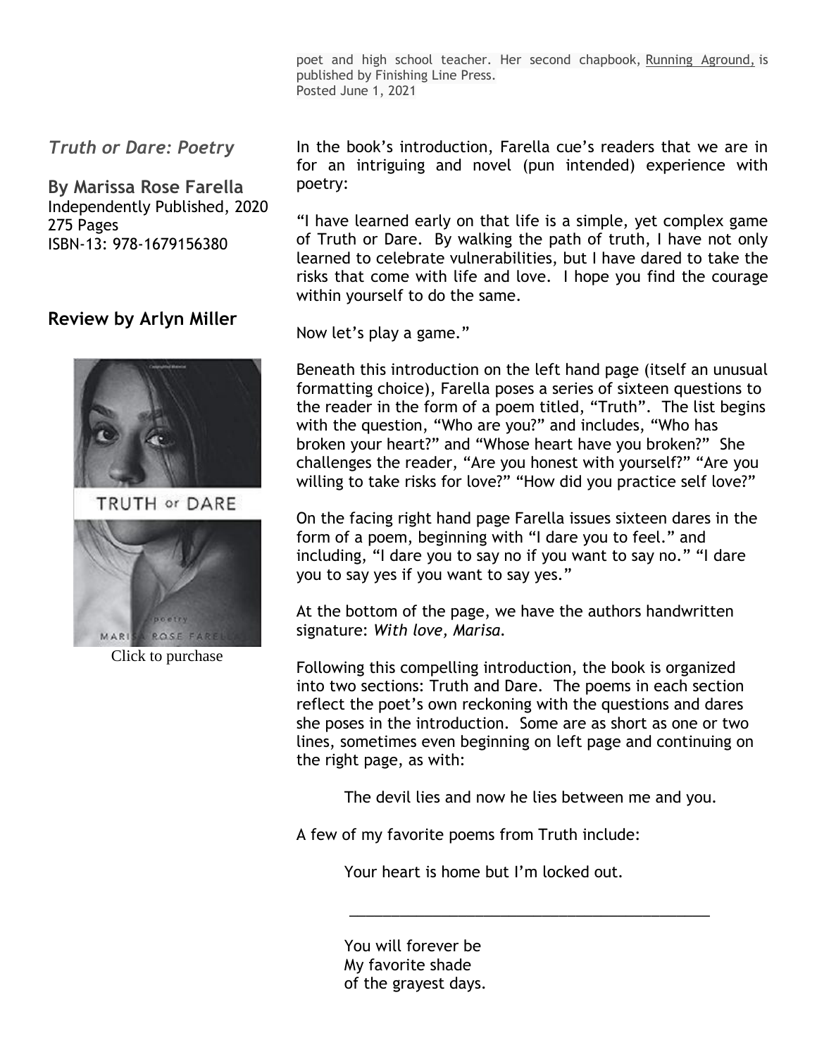poet and high school teacher. Her second chapbook, Running Aground, is published by Finishing Line Press.
Posted June 1, 2021

## *Truth or Dare: Poetry*

**By Marissa Rose Farella**
Independently Published, 2020
275 Pages
ISBN-13: 978-1679156380

### Review by Arlyn Miller

Click to purchase

In the book's introduction, Farella cue's readers that we are in for an intriguing and novel (pun intended) experience with poetry:

"I have learned early on that life is a simple, yet complex game of Truth or Dare. By walking the path of truth, I have not only learned to celebrate vulnerabilities, but I have dared to take the risks that come with life and love. I hope you find the courage within yourself to do the same.

Now let's play a game."

Beneath this introduction on the left hand page (itself an unusual formatting choice), Farella poses a series of sixteen questions to the reader in the form of a poem titled, "Truth". The list begins with the question, "Who are you?" and includes, "Who has broken your heart?" and "Whose heart have you broken?" She challenges the reader, "Are you honest with yourself?" "Are you willing to take risks for love?" "How did you practice self love?"

On the facing right hand page Farella issues sixteen dares in the form of a poem, beginning with "I dare you to feel." and including, "I dare you to say no if you want to say no." "I dare you to say yes if you want to say yes."

At the bottom of the page, we have the authors handwritten signature: *With love, Marisa.*

Following this compelling introduction, the book is organized into two sections: Truth and Dare. The poems in each section reflect the poet's own reckoning with the questions and dares she poses in the introduction. Some are as short as one or two lines, sometimes even beginning on left page and continuing on the right page, as with:

> The devil lies and now he lies between me and you.

A few of my favorite poems from Truth include:

> Your heart is home but I'm locked out.

---

> You will forever be
> My favorite shade
> of the grayest days.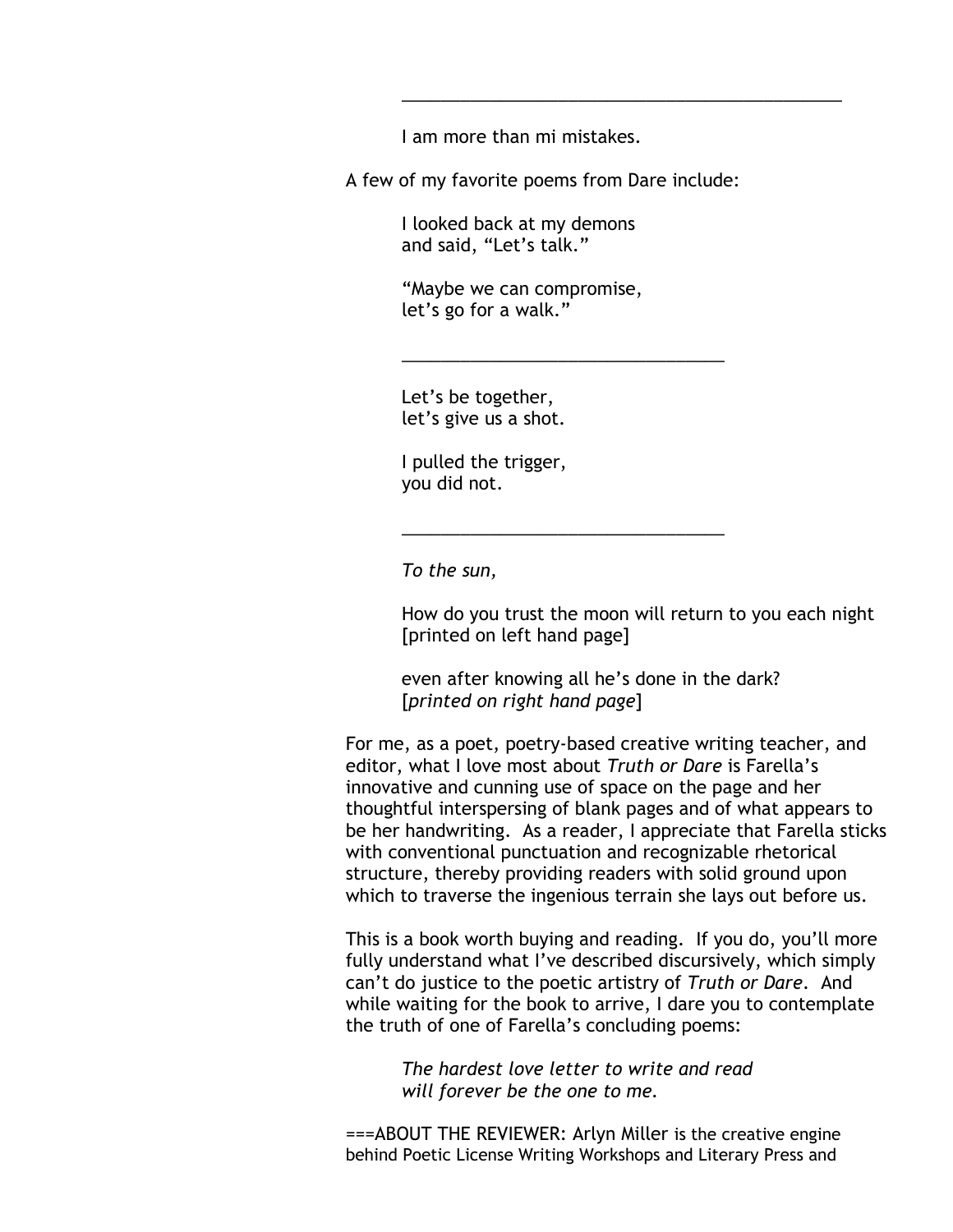---

I am more than mi mistakes.

A few of my favorite poems from Dare include:

> I looked back at my demons
> and said, “Let’s talk.”
>
> “Maybe we can compromise,
> let’s go for a walk.”

---

> Let’s be together,
> let’s give us a shot.
>
> I pulled the trigger,
> you did not.

---

> *To the sun,*
>
> How do you trust the moon will return to you each night
> [printed on left hand page]
>
> even after knowing all he’s done in the dark?
> [*printed on right hand page*]

For me, as a poet, poetry-based creative writing teacher, and editor, what I love most about *Truth or Dare* is Farella’s innovative and cunning use of space on the page and her thoughtful interspersing of blank pages and of what appears to be her handwriting. As a reader, I appreciate that Farella sticks with conventional punctuation and recognizable rhetorical structure, thereby providing readers with solid ground upon which to traverse the ingenious terrain she lays out before us.

This is a book worth buying and reading. If you do, you’ll more fully understand what I’ve described discursively, which simply can’t do justice to the poetic artistry of *Truth or Dare*. And while waiting for the book to arrive, I dare you to contemplate the truth of one of Farella’s concluding poems:

> *The hardest love letter to write and read*
> *will forever be the one to me.*

===ABOUT THE REVIEWER: Arlyn Miller is the creative engine behind Poetic License Writing Workshops and Literary Press and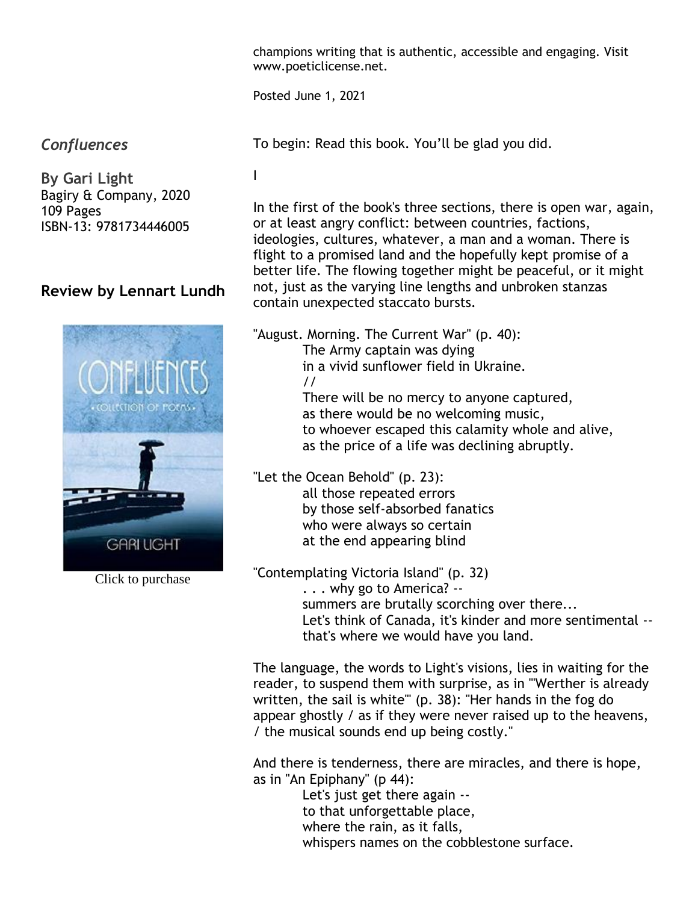champions writing that is authentic, accessible and engaging. Visit www.poeticlicense.net.

Posted June 1, 2021

## *Confluences*

**By Gari Light**
Bagiry & Company, 2020
109 Pages
ISBN-13: 9781734446005

### Review by Lennart Lundh

Click to purchase

To begin: Read this book. You'll be glad you did.

I

In the first of the book's three sections, there is open war, again, or at least angry conflict: between countries, factions, ideologies, cultures, whatever, a man and a woman. There is flight to a promised land and the hopefully kept promise of a better life. The flowing together might be peaceful, or it might not, just as the varying line lengths and unbroken stanzas contain unexpected staccato bursts.

"August. Morning. The Current War" (p. 40):

> The Army captain was dying
> in a vivid sunflower field in Ukraine.
> //
> There will be no mercy to anyone captured,
> as there would be no welcoming music,
> to whoever escaped this calamity whole and alive,
> as the price of a life was declining abruptly.

"Let the Ocean Behold" (p. 23):

> all those repeated errors
> by those self-absorbed fanatics
> who were always so certain
> at the end appearing blind

"Contemplating Victoria Island" (p. 32)

> . . . why go to America? --
> summers are brutally scorching over there...
> Let's think of Canada, it's kinder and more sentimental --
> that's where we would have you land.

The language, the words to Light's visions, lies in waiting for the reader, to suspend them with surprise, as in ""Werther is already written, the sail is white"" (p. 38): "Her hands in the fog do appear ghostly / as if they were never raised up to the heavens, / the musical sounds end up being costly."

And there is tenderness, there are miracles, and there is hope, as in "An Epiphany" (p 44):

> Let's just get there again --
> to that unforgettable place,
> where the rain, as it falls,
> whispers names on the cobblestone surface.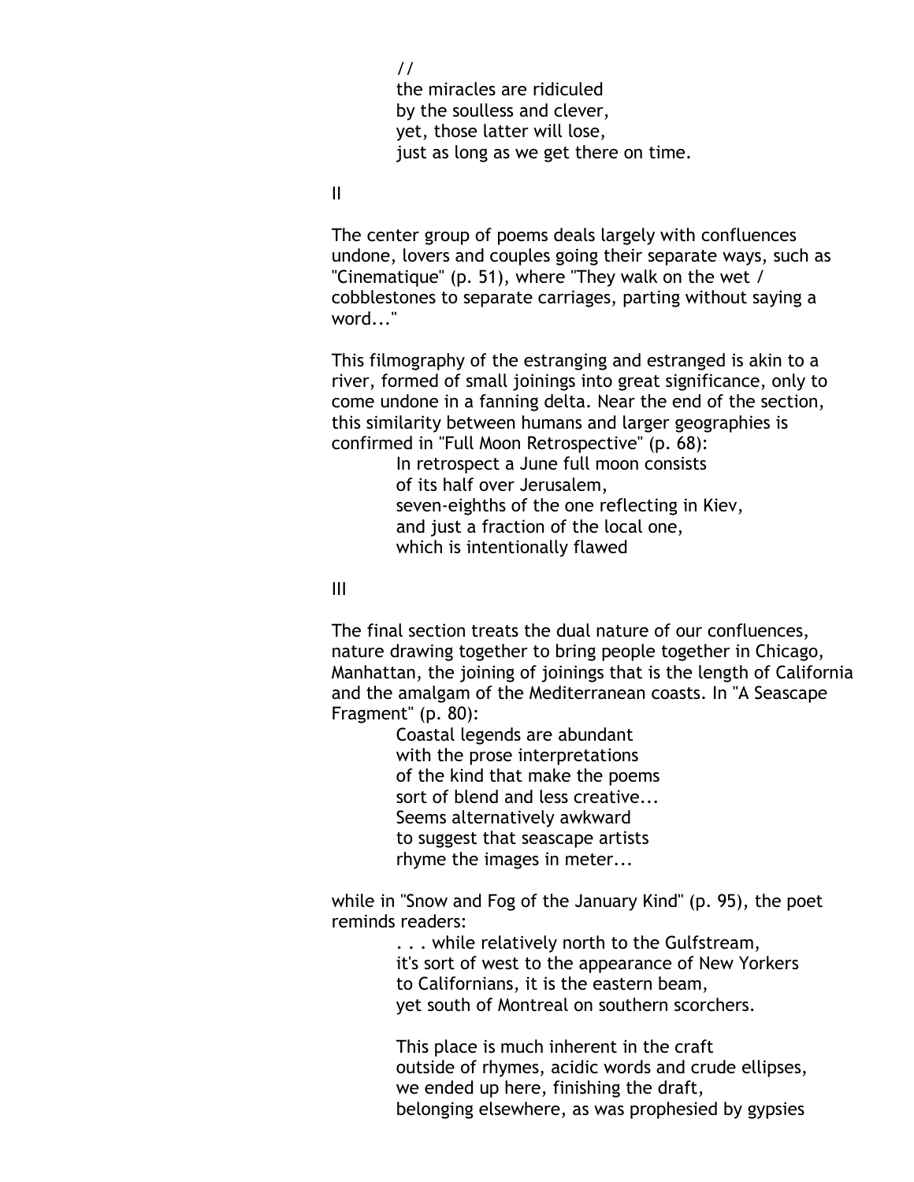//
the miracles are ridiculed
by the soulless and clever,
yet, those latter will lose,
just as long as we get there on time.

II

The center group of poems deals largely with confluences undone, lovers and couples going their separate ways, such as "Cinematique" (p. 51), where "They walk on the wet / cobblestones to separate carriages, parting without saying a word..."

This filmography of the estranging and estranged is akin to a river, formed of small joinings into great significance, only to come undone in a fanning delta. Near the end of the section, this similarity between humans and larger geographies is confirmed in "Full Moon Retrospective" (p. 68):

> In retrospect a June full moon consists
> of its half over Jerusalem,
> seven-eighths of the one reflecting in Kiev,
> and just a fraction of the local one,
> which is intentionally flawed

III

The final section treats the dual nature of our confluences, nature drawing together to bring people together in Chicago, Manhattan, the joining of joinings that is the length of California and the amalgam of the Mediterranean coasts. In "A Seascape Fragment" (p. 80):

> Coastal legends are abundant
> with the prose interpretations
> of the kind that make the poems
> sort of blend and less creative...
> Seems alternatively awkward
> to suggest that seascape artists
> rhyme the images in meter...

while in "Snow and Fog of the January Kind" (p. 95), the poet reminds readers:

> . . . while relatively north to the Gulfstream,
> it's sort of west to the appearance of New Yorkers
> to Californians, it is the eastern beam,
> yet south of Montreal on southern scorchers.
>
> This place is much inherent in the craft
> outside of rhymes, acidic words and crude ellipses,
> we ended up here, finishing the draft,
> belonging elsewhere, as was prophesied by gypsies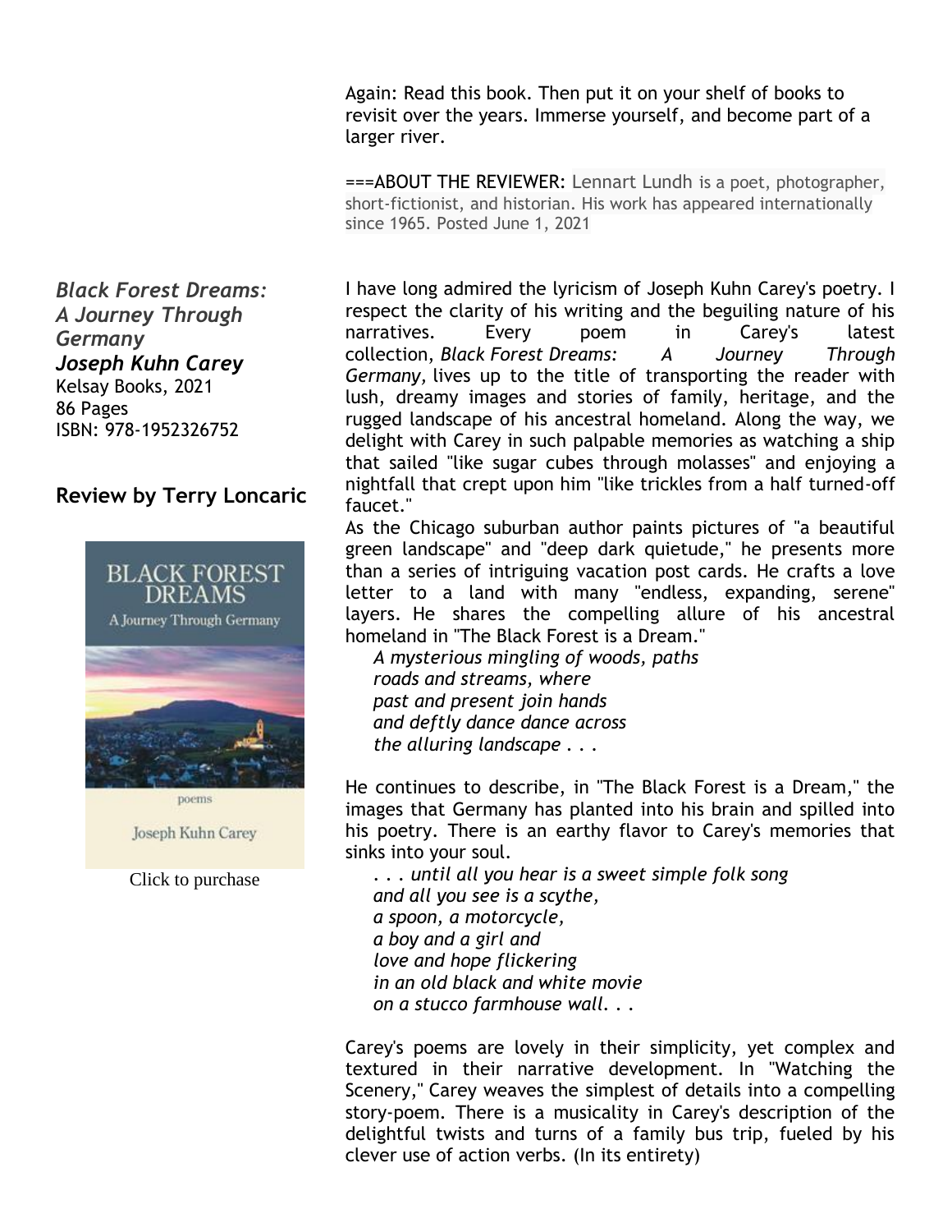Again: Read this book. Then put it on your shelf of books to revisit over the years. Immerse yourself, and become part of a larger river.

===ABOUT THE REVIEWER: Lennart Lundh is a poet, photographer, short-fictionist, and historian. His work has appeared internationally since 1965. Posted June 1, 2021

***Black Forest Dreams: A Journey Through Germany***
***Joseph Kuhn Carey***
Kelsay Books, 2021
86 Pages
ISBN: 978-1952326752

## Review by Terry Loncaric

Click to purchase

I have long admired the lyricism of Joseph Kuhn Carey's poetry. I respect the clarity of his writing and the beguiling nature of his narratives. Every poem in Carey's latest collection, *Black Forest Dreams: A Journey Through Germany,* lives up to the title of transporting the reader with lush, dreamy images and stories of family, heritage, and the rugged landscape of his ancestral homeland. Along the way, we delight with Carey in such palpable memories as watching a ship that sailed "like sugar cubes through molasses" and enjoying a nightfall that crept upon him "like trickles from a half turned-off faucet."

As the Chicago suburban author paints pictures of "a beautiful green landscape" and "deep dark quietude," he presents more than a series of intriguing vacation post cards. He crafts a love letter to a land with many "endless, expanding, serene" layers. He shares the compelling allure of his ancestral homeland in "The Black Forest is a Dream."

> *A mysterious mingling of woods, paths*
> *roads and streams, where*
> *past and present join hands*
> *and deftly dance dance across*
> *the alluring landscape . . .*

He continues to describe, in "The Black Forest is a Dream," the images that Germany has planted into his brain and spilled into his poetry. There is an earthy flavor to Carey's memories that sinks into your soul.

> *. . . until all you hear is a sweet simple folk song*
> *and all you see is a scythe,*
> *a spoon, a motorcycle,*
> *a boy and a girl and*
> *love and hope flickering*
> *in an old black and white movie*
> *on a stucco farmhouse wall. . .*

Carey's poems are lovely in their simplicity, yet complex and textured in their narrative development. In "Watching the Scenery," Carey weaves the simplest of details into a compelling story-poem. There is a musicality in Carey's description of the delightful twists and turns of a family bus trip, fueled by his clever use of action verbs. (In its entirety)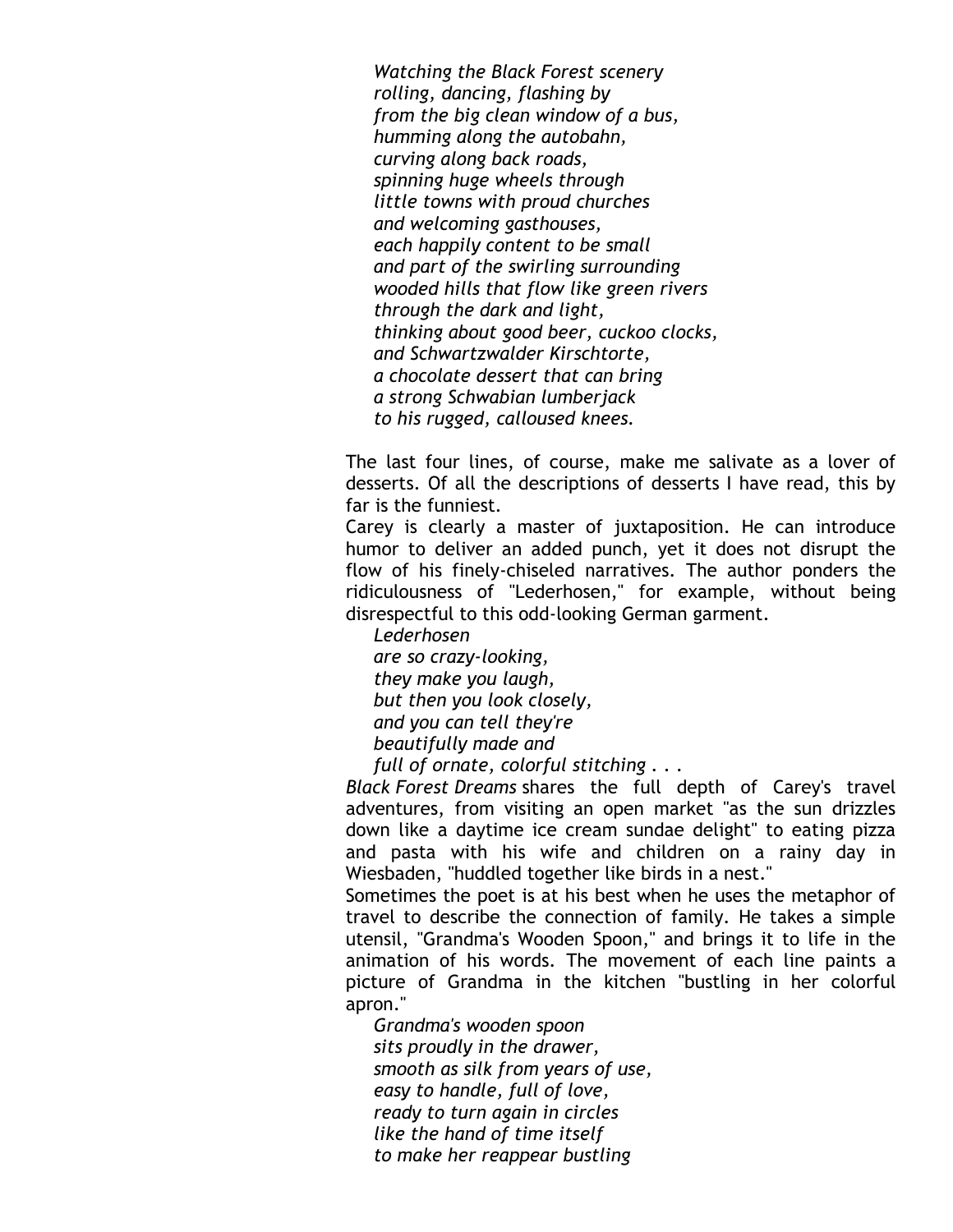*Watching the Black Forest scenery*  
*rolling, dancing, flashing by*  
*from the big clean window of a bus,*  
*humming along the autobahn,*  
*curving along back roads,*  
*spinning huge wheels through*  
*little towns with proud churches*  
*and welcoming gasthouses,*  
*each happily content to be small*  
*and part of the swirling surrounding*  
*wooded hills that flow like green rivers*  
*through the dark and light,*  
*thinking about good beer, cuckoo clocks,*  
*and Schwartzwalder Kirschtorte,*  
*a chocolate dessert that can bring*  
*a strong Schwabian lumberjack*  
*to his rugged, calloused knees.*

The last four lines, of course, make me salivate as a lover of desserts. Of all the descriptions of desserts I have read, this by far is the funniest.

Carey is clearly a master of juxtaposition. He can introduce humor to deliver an added punch, yet it does not disrupt the flow of his finely-chiseled narratives. The author ponders the ridiculousness of "Lederhosen," for example, without being disrespectful to this odd-looking German garment.

*Lederhosen*  
*are so crazy-looking,*  
*they make you laugh,*  
*but then you look closely,*  
*and you can tell they're*  
*beautifully made and*  
*full of ornate, colorful stitching* . . .

*Black Forest Dreams* shares the full depth of Carey's travel adventures, from visiting an open market "as the sun drizzles down like a daytime ice cream sundae delight" to eating pizza and pasta with his wife and children on a rainy day in Wiesbaden, "huddled together like birds in a nest."

Sometimes the poet is at his best when he uses the metaphor of travel to describe the connection of family. He takes a simple utensil, "Grandma's Wooden Spoon," and brings it to life in the animation of his words. The movement of each line paints a picture of Grandma in the kitchen "bustling in her colorful apron."

*Grandma's wooden spoon*  
*sits proudly in the drawer,*  
*smooth as silk from years of use,*  
*easy to handle, full of love,*  
*ready to turn again in circles*  
*like the hand of time itself*  
*to make her reappear bustling*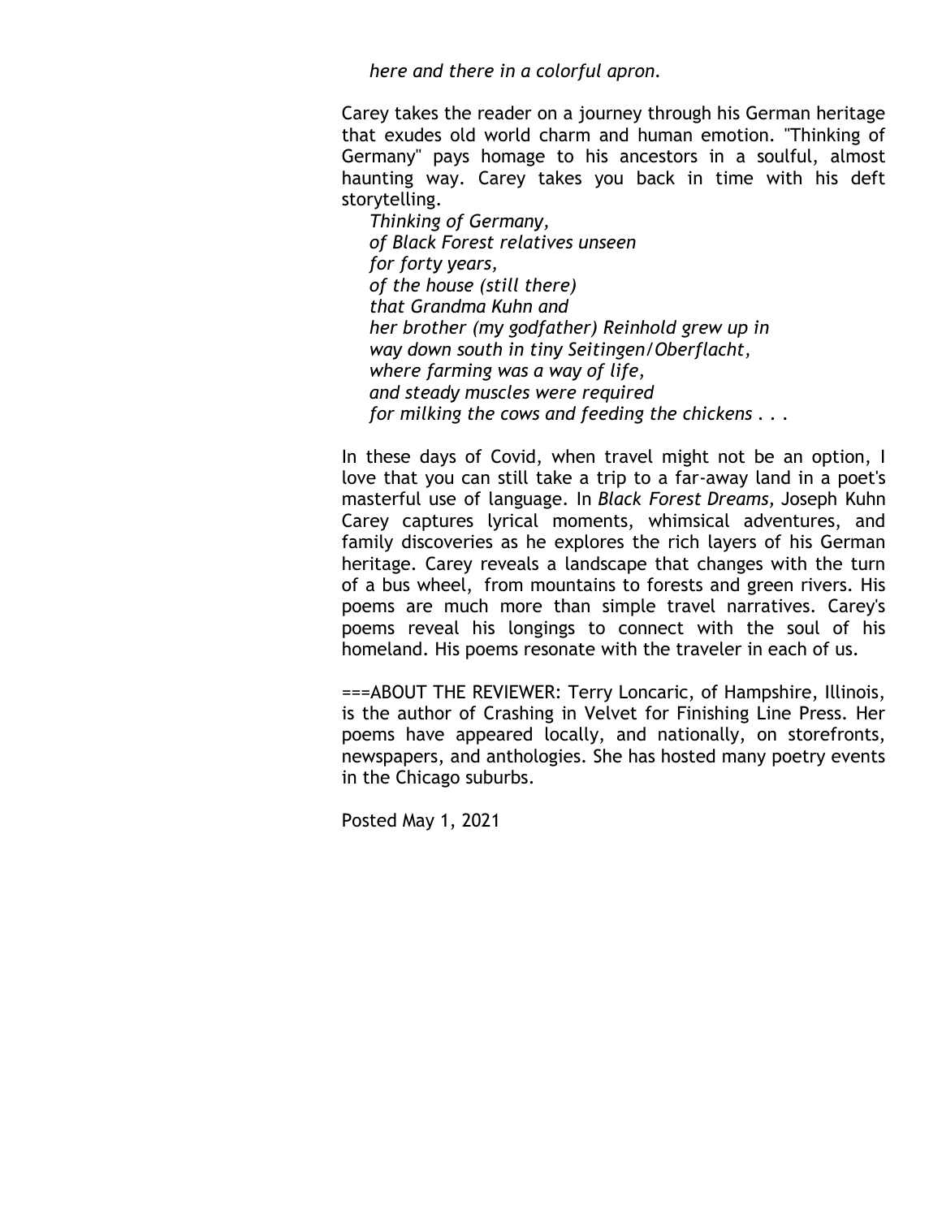*here and there in a colorful apron.*

Carey takes the reader on a journey through his German heritage that exudes old world charm and human emotion. "Thinking of Germany" pays homage to his ancestors in a soulful, almost haunting way. Carey takes you back in time with his deft storytelling.

*Thinking of Germany,*
*of Black Forest relatives unseen*
*for forty years,*
*of the house (still there)*
*that Grandma Kuhn and*
*her brother (my godfather) Reinhold grew up in*
*way down south in tiny Seitingen/Oberflacht,*
*where farming was a way of life,*
*and steady muscles were required*
*for milking the cows and feeding the chickens . . .*

In these days of Covid, when travel might not be an option, I love that you can still take a trip to a far-away land in a poet's masterful use of language. In *Black Forest Dreams*, Joseph Kuhn Carey captures lyrical moments, whimsical adventures, and family discoveries as he explores the rich layers of his German heritage. Carey reveals a landscape that changes with the turn of a bus wheel, from mountains to forests and green rivers. His poems are much more than simple travel narratives. Carey's poems reveal his longings to connect with the soul of his homeland. His poems resonate with the traveler in each of us.

===ABOUT THE REVIEWER: Terry Loncaric, of Hampshire, Illinois, is the author of Crashing in Velvet for Finishing Line Press. Her poems have appeared locally, and nationally, on storefronts, newspapers, and anthologies. She has hosted many poetry events in the Chicago suburbs.

Posted May 1, 2021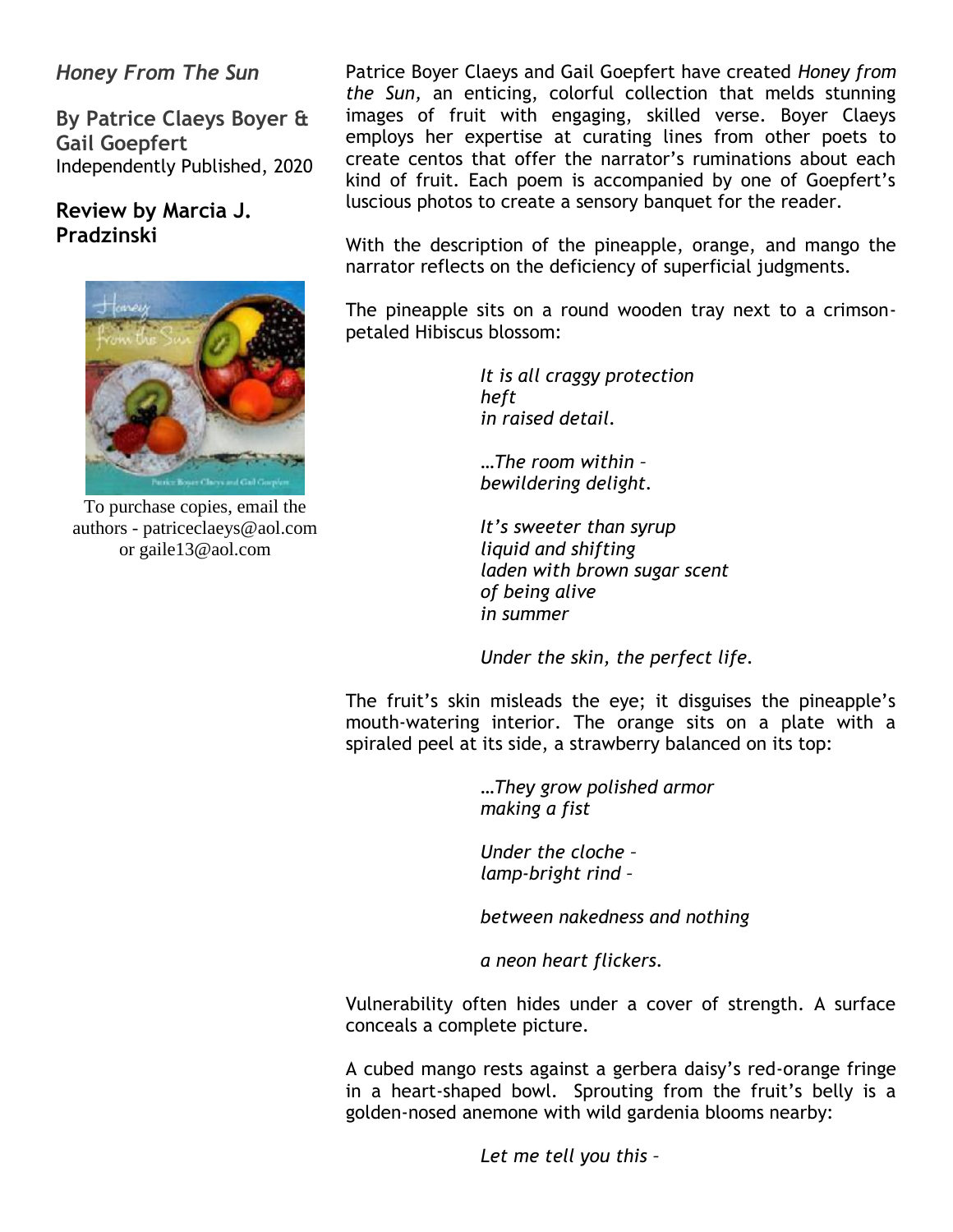*Honey From The Sun*

**By Patrice Claeys Boyer & Gail Goepfert**
Independently Published, 2020

**Review by Marcia J. Pradzinski**

To purchase copies, email the authors - patriceclaeys@aol.com or gaile13@aol.com

Patrice Boyer Claeys and Gail Goepfert have created *Honey from the Sun,* an enticing, colorful collection that melds stunning images of fruit with engaging, skilled verse. Boyer Claeys employs her expertise at curating lines from other poets to create centos that offer the narrator's ruminations about each kind of fruit. Each poem is accompanied by one of Goepfert's luscious photos to create a sensory banquet for the reader.

With the description of the pineapple, orange, and mango the narrator reflects on the deficiency of superficial judgments.

The pineapple sits on a round wooden tray next to a crimson-petaled Hibiscus blossom:

> *It is all craggy protection*
> *heft*
> *in raised detail.*
>
> *…The room within –*
> *bewildering delight.*
>
> *It's sweeter than syrup*
> *liquid and shifting*
> *laden with brown sugar scent*
> *of being alive*
> *in summer*
>
> *Under the skin, the perfect life.*

The fruit's skin misleads the eye; it disguises the pineapple's mouth-watering interior. The orange sits on a plate with a spiraled peel at its side, a strawberry balanced on its top:

> *…They grow polished armor*
> *making a fist*
>
> *Under the cloche –*
> *lamp-bright rind –*
>
> *between nakedness and nothing*
>
> *a neon heart flickers.*

Vulnerability often hides under a cover of strength. A surface conceals a complete picture.

A cubed mango rests against a gerbera daisy's red-orange fringe in a heart-shaped bowl. Sprouting from the fruit's belly is a golden-nosed anemone with wild gardenia blooms nearby:

> *Let me tell you this –*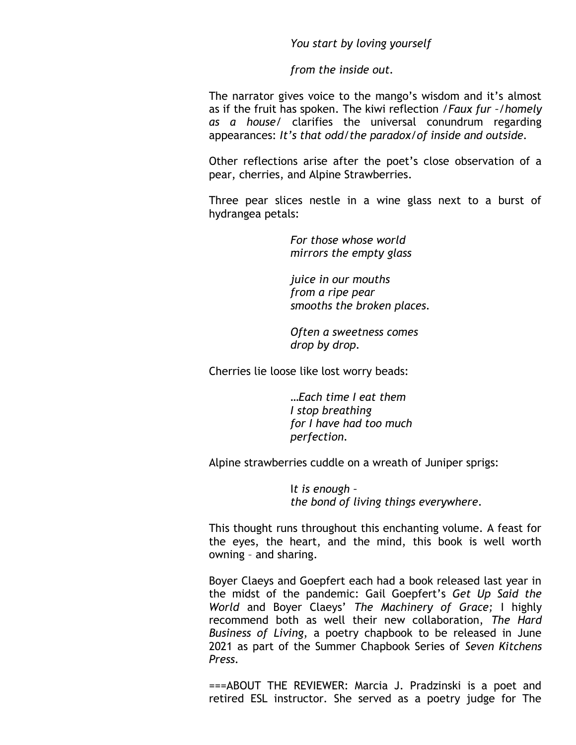*You start by loving yourself*

*from the inside out.*

The narrator gives voice to the mango's wisdom and it's almost as if the fruit has spoken. The kiwi reflection /*Faux fur –/homely as a house*/ clarifies the universal conundrum regarding appearances: *It's that odd/the paradox/of inside and outside.*

Other reflections arise after the poet's close observation of a pear, cherries, and Alpine Strawberries.

Three pear slices nestle in a wine glass next to a burst of hydrangea petals:

> *For those whose world*
> *mirrors the empty glass*
>
> *juice in our mouths*
> *from a ripe pear*
> *smooths the broken places.*
>
> *Often a sweetness comes*
> *drop by drop.*

Cherries lie loose like lost worry beads:

> *…Each time I eat them*
> *I stop breathing*
> *for I have had too much*
> *perfection.*

Alpine strawberries cuddle on a wreath of Juniper sprigs:

> I*t is enough –*
> *the bond of living things everywhere.*

This thought runs throughout this enchanting volume. A feast for the eyes, the heart, and the mind, this book is well worth owning – and sharing.

Boyer Claeys and Goepfert each had a book released last year in the midst of the pandemic: Gail Goepfert's *Get Up Said the World* and Boyer Claeys' *The Machinery of Grace;* I highly recommend both as well their new collaboration, *The Hard Business of Living,* a poetry chapbook to be released in June 2021 as part of the Summer Chapbook Series of *Seven Kitchens Press.*

===ABOUT THE REVIEWER: Marcia J. Pradzinski is a poet and retired ESL instructor. She served as a poetry judge for The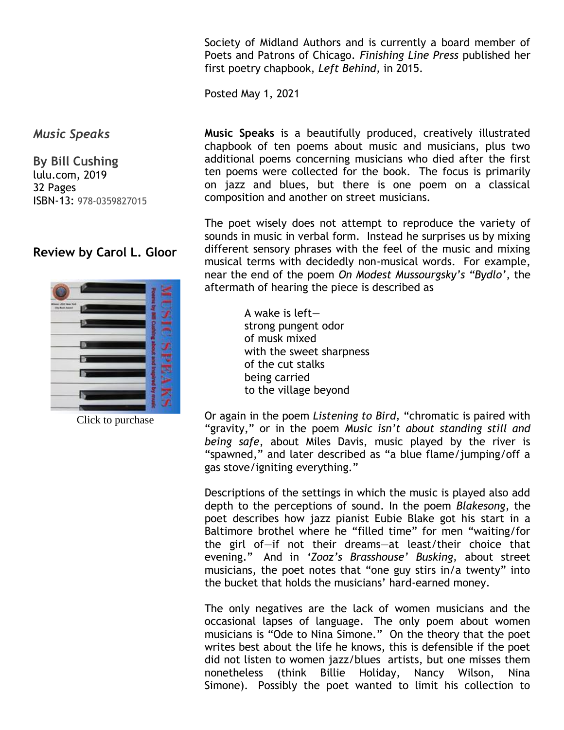Society of Midland Authors and is currently a board member of Poets and Patrons of Chicago. *Finishing Line Press* published her first poetry chapbook, *Left Behind,* in 2015.

Posted May 1, 2021

## *Music Speaks*

**By Bill Cushing**
lulu.com, 2019
32 Pages
ISBN-13: 978-0359827015

### Review by Carol L. Gloor

Click to purchase

**Music Speaks** is a beautifully produced, creatively illustrated chapbook of ten poems about music and musicians, plus two additional poems concerning musicians who died after the first ten poems were collected for the book. The focus is primarily on jazz and blues, but there is one poem on a classical composition and another on street musicians.

The poet wisely does not attempt to reproduce the variety of sounds in music in verbal form. Instead he surprises us by mixing different sensory phrases with the feel of the music and mixing musical terms with decidedly non-musical words. For example, near the end of the poem *On Modest Mussourgsky's "Bydlo'*, the aftermath of hearing the piece is described as

> A wake is left—
> strong pungent odor
> of musk mixed
> with the sweet sharpness
> of the cut stalks
> being carried
> to the village beyond

Or again in the poem *Listening to Bird,* "chromatic is paired with "gravity," or in the poem *Music isn't about standing still and being safe*, about Miles Davis, music played by the river is "spawned," and later described as "a blue flame/jumping/off a gas stove/igniting everything."

Descriptions of the settings in which the music is played also add depth to the perceptions of sound. In the poem *Blakesong*, the poet describes how jazz pianist Eubie Blake got his start in a Baltimore brothel where he "filled time" for men "waiting/for the girl of—if not their dreams—at least/their choice that evening." And in *'Zooz's Brasshouse' Busking,* about street musicians, the poet notes that "one guy stirs in/a twenty" into the bucket that holds the musicians' hard-earned money.

The only negatives are the lack of women musicians and the occasional lapses of language. The only poem about women musicians is "Ode to Nina Simone." On the theory that the poet writes best about the life he knows, this is defensible if the poet did not listen to women jazz/blues artists, but one misses them nonetheless (think Billie Holiday, Nancy Wilson, Nina Simone). Possibly the poet wanted to limit his collection to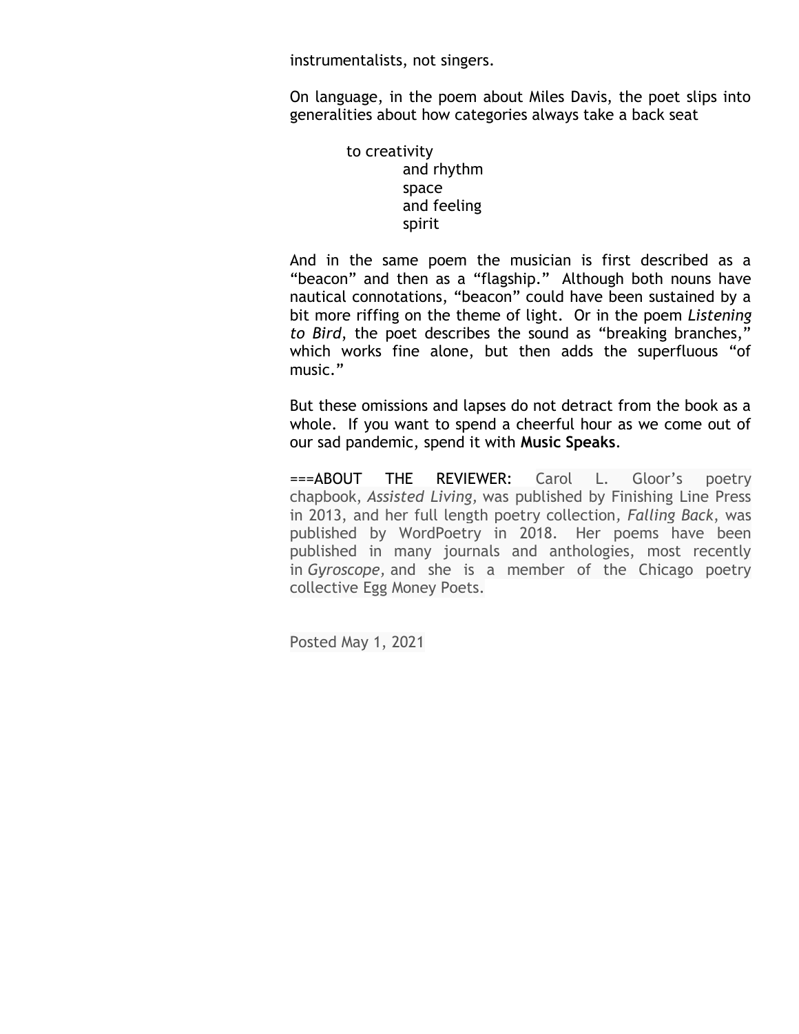instrumentalists, not singers.

On language, in the poem about Miles Davis, the poet slips into generalities about how categories always take a back seat

> to creativity
> and rhythm
> space
> and feeling
> spirit

And in the same poem the musician is first described as a "beacon" and then as a "flagship." Although both nouns have nautical connotations, "beacon" could have been sustained by a bit more riffing on the theme of light. Or in the poem *Listening to Bird*, the poet describes the sound as "breaking branches," which works fine alone, but then adds the superfluous "of music."

But these omissions and lapses do not detract from the book as a whole. If you want to spend a cheerful hour as we come out of our sad pandemic, spend it with **Music Speaks**.

===ABOUT THE REVIEWER: Carol L. Gloor's poetry chapbook, *Assisted Living*, was published by Finishing Line Press in 2013, and her full length poetry collection, *Falling Back*, was published by WordPoetry in 2018. Her poems have been published in many journals and anthologies, most recently in *Gyroscope*, and she is a member of the Chicago poetry collective Egg Money Poets.

Posted May 1, 2021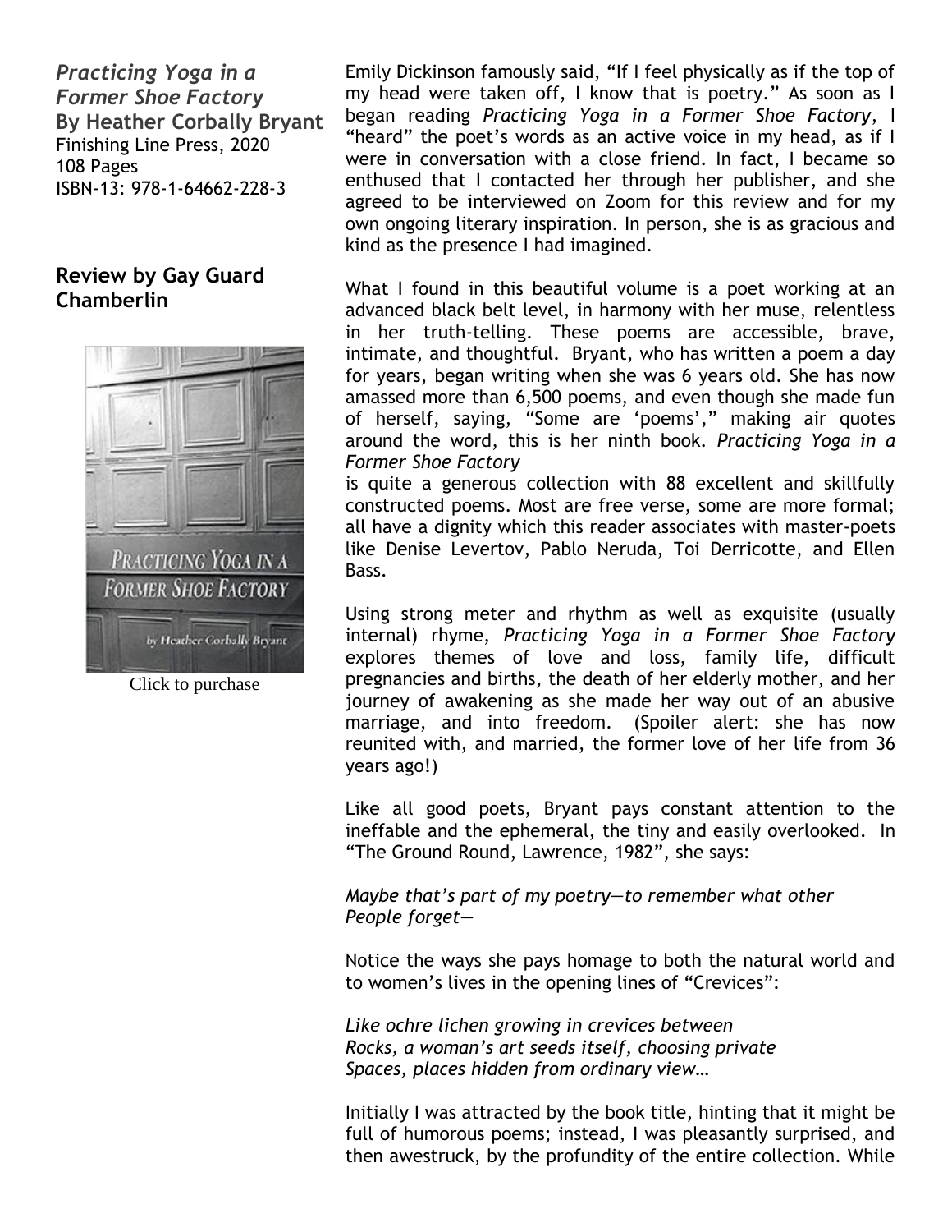***Practicing Yoga in a Former Shoe Factory***
**By Heather Corbally Bryant**
Finishing Line Press, 2020
108 Pages
ISBN-13: 978-1-64662-228-3

## Review by Gay Guard Chamberlin

Click to purchase

Emily Dickinson famously said, "If I feel physically as if the top of my head were taken off, I know that is poetry." As soon as I began reading *Practicing Yoga in a Former Shoe Factory*, I "heard" the poet's words as an active voice in my head, as if I were in conversation with a close friend. In fact, I became so enthused that I contacted her through her publisher, and she agreed to be interviewed on Zoom for this review and for my own ongoing literary inspiration. In person, she is as gracious and kind as the presence I had imagined.

What I found in this beautiful volume is a poet working at an advanced black belt level, in harmony with her muse, relentless in her truth-telling. These poems are accessible, brave, intimate, and thoughtful. Bryant, who has written a poem a day for years, began writing when she was 6 years old. She has now amassed more than 6,500 poems, and even though she made fun of herself, saying, "Some are 'poems'," making air quotes around the word, this is her ninth book. *Practicing Yoga in a Former Shoe Factory* is quite a generous collection with 88 excellent and skillfully constructed poems. Most are free verse, some are more formal; all have a dignity which this reader associates with master-poets like Denise Levertov, Pablo Neruda, Toi Derricotte, and Ellen Bass.

Using strong meter and rhythm as well as exquisite (usually internal) rhyme, *Practicing Yoga in a Former Shoe Factory* explores themes of love and loss, family life, difficult pregnancies and births, the death of her elderly mother, and her journey of awakening as she made her way out of an abusive marriage, and into freedom. (Spoiler alert: she has now reunited with, and married, the former love of her life from 36 years ago!)

Like all good poets, Bryant pays constant attention to the ineffable and the ephemeral, the tiny and easily overlooked. In "The Ground Round, Lawrence, 1982", she says:

*Maybe that's part of my poetry—to remember what other*
*People forget—*

Notice the ways she pays homage to both the natural world and to women's lives in the opening lines of "Crevices":

*Like ochre lichen growing in crevices between*
*Rocks, a woman's art seeds itself, choosing private*
*Spaces, places hidden from ordinary view…*

Initially I was attracted by the book title, hinting that it might be full of humorous poems; instead, I was pleasantly surprised, and then awestruck, by the profundity of the entire collection. While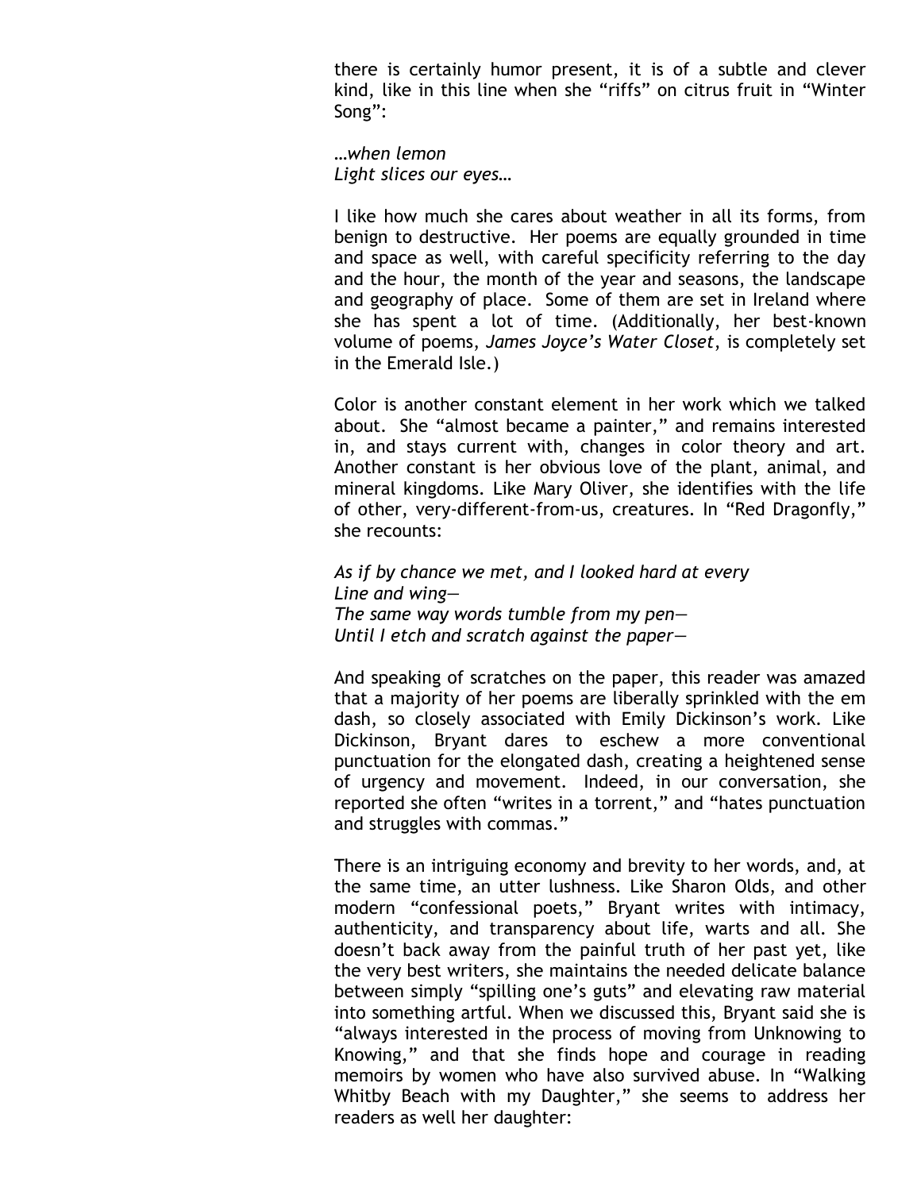there is certainly humor present, it is of a subtle and clever kind, like in this line when she "riffs" on citrus fruit in "Winter Song":

*…when lemon*
*Light slices our eyes…*

I like how much she cares about weather in all its forms, from benign to destructive. Her poems are equally grounded in time and space as well, with careful specificity referring to the day and the hour, the month of the year and seasons, the landscape and geography of place. Some of them are set in Ireland where she has spent a lot of time. (Additionally, her best-known volume of poems, *James Joyce's Water Closet*, is completely set in the Emerald Isle.)

Color is another constant element in her work which we talked about. She "almost became a painter," and remains interested in, and stays current with, changes in color theory and art. Another constant is her obvious love of the plant, animal, and mineral kingdoms. Like Mary Oliver, she identifies with the life of other, very-different-from-us, creatures. In "Red Dragonfly," she recounts:

*As if by chance we met, and I looked hard at every*
*Line and wing—*
*The same way words tumble from my pen—*
*Until I etch and scratch against the paper—*

And speaking of scratches on the paper, this reader was amazed that a majority of her poems are liberally sprinkled with the em dash, so closely associated with Emily Dickinson's work. Like Dickinson, Bryant dares to eschew a more conventional punctuation for the elongated dash, creating a heightened sense of urgency and movement. Indeed, in our conversation, she reported she often "writes in a torrent," and "hates punctuation and struggles with commas."

There is an intriguing economy and brevity to her words, and, at the same time, an utter lushness. Like Sharon Olds, and other modern "confessional poets," Bryant writes with intimacy, authenticity, and transparency about life, warts and all. She doesn't back away from the painful truth of her past yet, like the very best writers, she maintains the needed delicate balance between simply "spilling one's guts" and elevating raw material into something artful. When we discussed this, Bryant said she is "always interested in the process of moving from Unknowing to Knowing," and that she finds hope and courage in reading memoirs by women who have also survived abuse. In "Walking Whitby Beach with my Daughter," she seems to address her readers as well her daughter: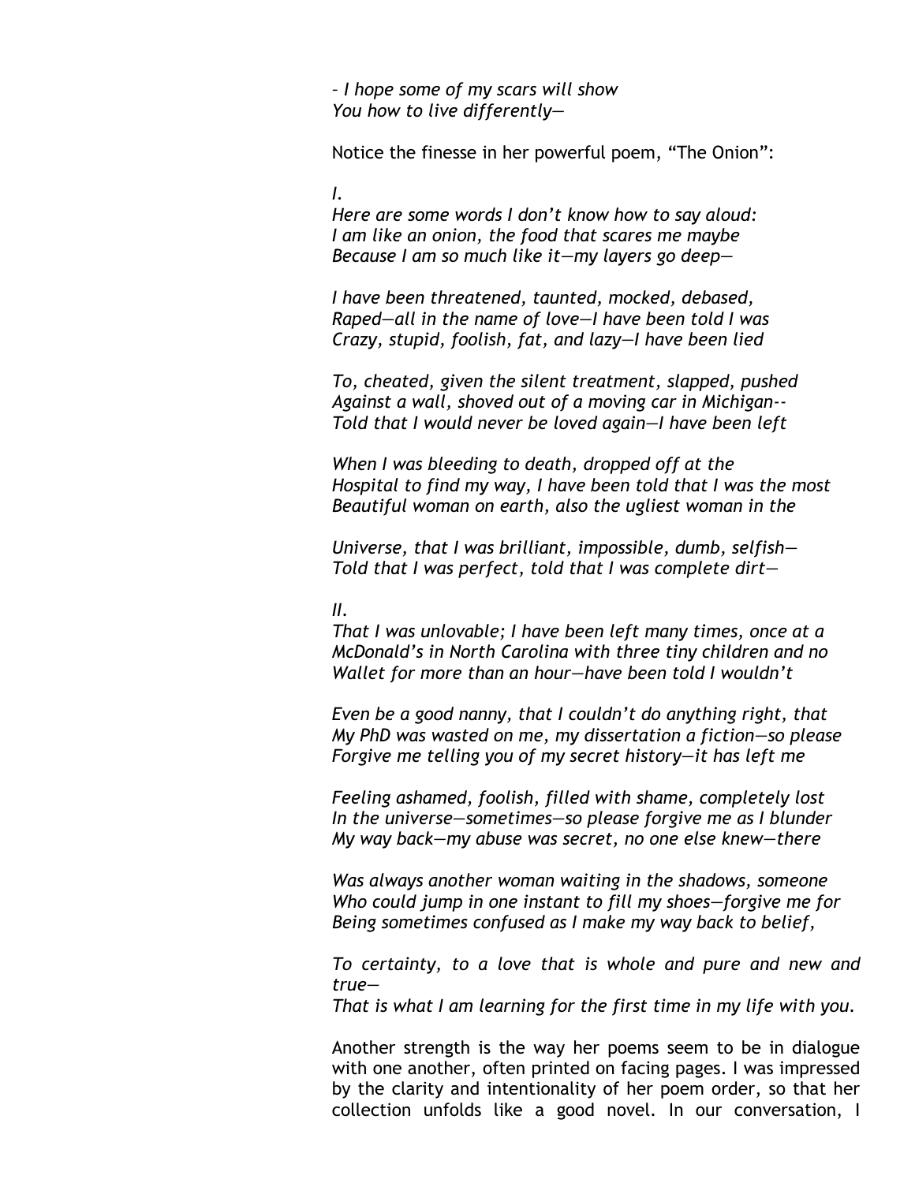*– I hope some of my scars will show*
*You how to live differently—*

Notice the finesse in her powerful poem, "The Onion":

*I.*
*Here are some words I don't know how to say aloud:*
*I am like an onion, the food that scares me maybe*
*Because I am so much like it—my layers go deep—*

*I have been threatened, taunted, mocked, debased,*
*Raped—all in the name of love—I have been told I was*
*Crazy, stupid, foolish, fat, and lazy—I have been lied*

*To, cheated, given the silent treatment, slapped, pushed*
*Against a wall, shoved out of a moving car in Michigan--*
*Told that I would never be loved again—I have been left*

*When I was bleeding to death, dropped off at the*
*Hospital to find my way, I have been told that I was the most*
*Beautiful woman on earth, also the ugliest woman in the*

*Universe, that I was brilliant, impossible, dumb, selfish—*
*Told that I was perfect, told that I was complete dirt—*

*II.*
*That I was unlovable; I have been left many times, once at a*
*McDonald's in North Carolina with three tiny children and no*
*Wallet for more than an hour—have been told I wouldn't*

*Even be a good nanny, that I couldn't do anything right, that*
*My PhD was wasted on me, my dissertation a fiction—so please*
*Forgive me telling you of my secret history—it has left me*

*Feeling ashamed, foolish, filled with shame, completely lost*
*In the universe—sometimes—so please forgive me as I blunder*
*My way back—my abuse was secret, no one else knew—there*

*Was always another woman waiting in the shadows, someone*
*Who could jump in one instant to fill my shoes—forgive me for*
*Being sometimes confused as I make my way back to belief,*

*To certainty, to a love that is whole and pure and new and true—*
*That is what I am learning for the first time in my life with you.*

Another strength is the way her poems seem to be in dialogue with one another, often printed on facing pages. I was impressed by the clarity and intentionality of her poem order, so that her collection unfolds like a good novel. In our conversation, I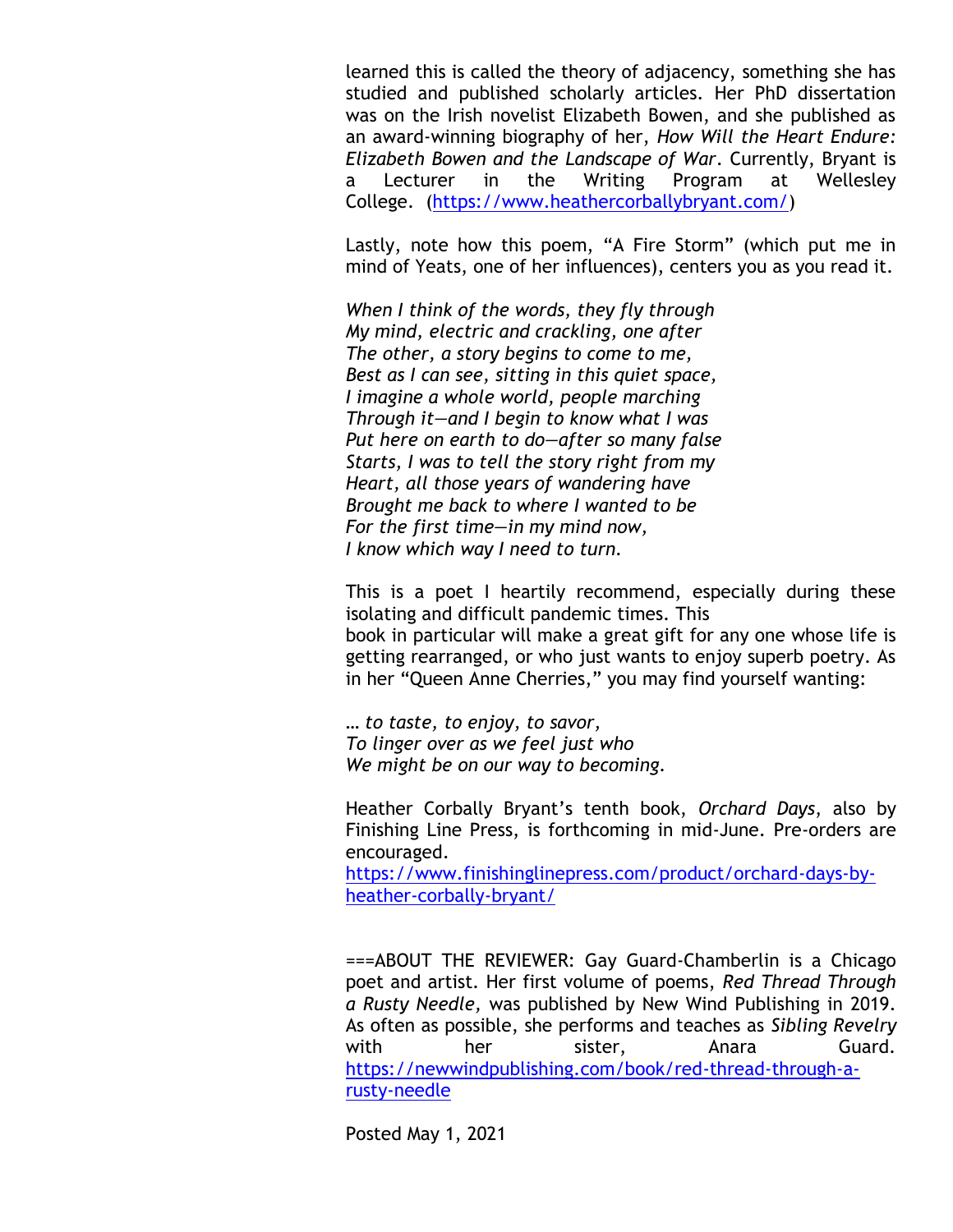learned this is called the theory of adjacency, something she has studied and published scholarly articles. Her PhD dissertation was on the Irish novelist Elizabeth Bowen, and she published as an award-winning biography of her, *How Will the Heart Endure: Elizabeth Bowen and the Landscape of War*. Currently, Bryant is a Lecturer in the Writing Program at Wellesley College. (https://www.heathercorballybryant.com/)

Lastly, note how this poem, "A Fire Storm" (which put me in mind of Yeats, one of her influences), centers you as you read it.

*When I think of the words, they fly through*  
*My mind, electric and crackling, one after*  
*The other, a story begins to come to me,*  
*Best as I can see, sitting in this quiet space,*  
*I imagine a whole world, people marching*  
*Through it—and I begin to know what I was*  
*Put here on earth to do—after so many false*  
*Starts, I was to tell the story right from my*  
*Heart, all those years of wandering have*  
*Brought me back to where I wanted to be*  
*For the first time—in my mind now,*  
*I know which way I need to turn.*

This is a poet I heartily recommend, especially during these isolating and difficult pandemic times. This book in particular will make a great gift for any one whose life is getting rearranged, or who just wants to enjoy superb poetry. As in her "Queen Anne Cherries," you may find yourself wanting:

*… to taste, to enjoy, to savor,*  
*To linger over as we feel just who*  
*We might be on our way to becoming.*

Heather Corbally Bryant's tenth book, *Orchard Days*, also by Finishing Line Press, is forthcoming in mid-June. Pre-orders are encouraged.  
https://www.finishinglinepress.com/product/orchard-days-by-heather-corbally-bryant/

===ABOUT THE REVIEWER: Gay Guard-Chamberlin is a Chicago poet and artist. Her first volume of poems, *Red Thread Through a Rusty Needle*, was published by New Wind Publishing in 2019. As often as possible, she performs and teaches as *Sibling Revelry* with her sister, Anara Guard. https://newwindpublishing.com/book/red-thread-through-a-rusty-needle

Posted May 1, 2021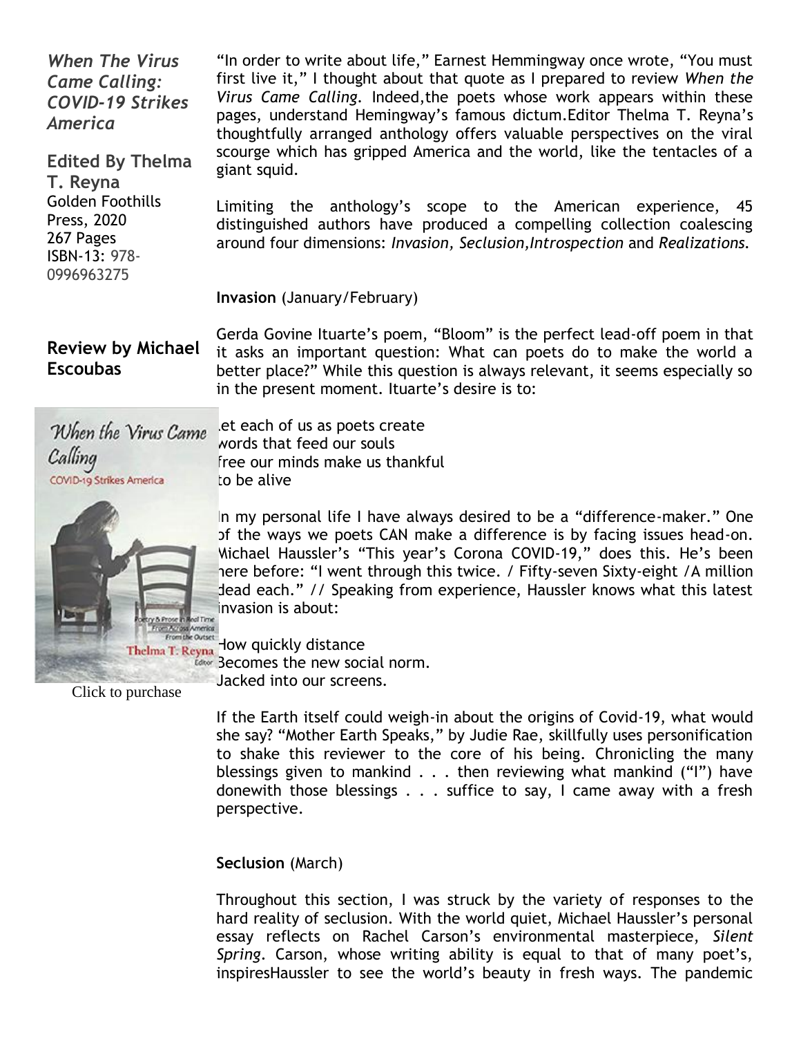*When The Virus Came Calling: COVID-19 Strikes America*

**Edited By Thelma T. Reyna**
Golden Foothills Press, 2020
267 Pages
ISBN-13: 978-0996963275

## Review by Michael Escoubas

Click to purchase

"In order to write about life," Earnest Hemmingway once wrote, "You must first live it," I thought about that quote as I prepared to review *When the Virus Came Calling*. Indeed,the poets whose work appears within these pages, understand Hemingway's famous dictum.Editor Thelma T. Reyna's thoughtfully arranged anthology offers valuable perspectives on the viral scourge which has gripped America and the world, like the tentacles of a giant squid.

Limiting the anthology's scope to the American experience, 45 distinguished authors have produced a compelling collection coalescing around four dimensions: *Invasion, Seclusion,Introspection* and *Realizations*.

**Invasion** (January/February)

Gerda Govine Ituarte's poem, "Bloom" is the perfect lead-off poem in that it asks an important question: What can poets do to make the world a better place?" While this question is always relevant, it seems especially so in the present moment. Ituarte's desire is to:

Let each of us as poets create
words that feed our souls
free our minds make us thankful
to be alive

In my personal life I have always desired to be a "difference-maker." One of the ways we poets CAN make a difference is by facing issues head-on. Michael Haussler's "This year's Corona COVID-19," does this. He's been here before: "I went through this twice. / Fifty-seven Sixty-eight /A million dead each." // Speaking from experience, Haussler knows what this latest invasion is about:

How quickly distance
Becomes the new social norm.
Jacked into our screens.

If the Earth itself could weigh-in about the origins of Covid-19, what would she say? "Mother Earth Speaks," by Judie Rae, skillfully uses personification to shake this reviewer to the core of his being. Chronicling the many blessings given to mankind . . . then reviewing what mankind ("I") have donewith those blessings . . . suffice to say, I came away with a fresh perspective.

**Seclusion** (March)

Throughout this section, I was struck by the variety of responses to the hard reality of seclusion. With the world quiet, Michael Haussler's personal essay reflects on Rachel Carson's environmental masterpiece, *Silent Spring*. Carson, whose writing ability is equal to that of many poet's, inspiresHaussler to see the world's beauty in fresh ways. The pandemic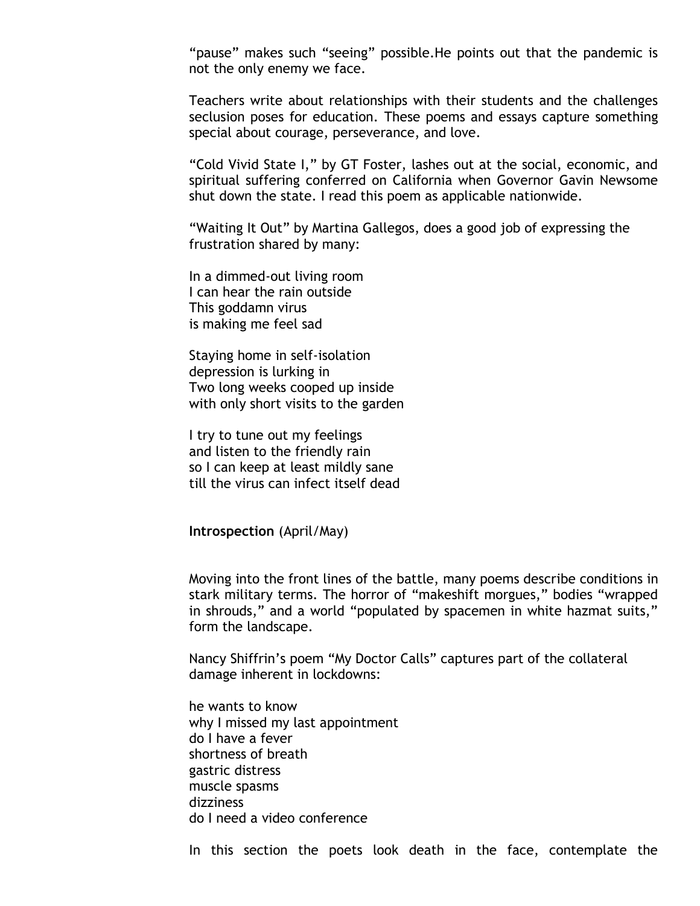"pause" makes such "seeing" possible.He points out that the pandemic is not the only enemy we face.

Teachers write about relationships with their students and the challenges seclusion poses for education. These poems and essays capture something special about courage, perseverance, and love.

"Cold Vivid State I," by GT Foster, lashes out at the social, economic, and spiritual suffering conferred on California when Governor Gavin Newsome shut down the state. I read this poem as applicable nationwide.

"Waiting It Out" by Martina Gallegos, does a good job of expressing the frustration shared by many:

In a dimmed-out living room  
I can hear the rain outside  
This goddamn virus  
is making me feel sad

Staying home in self-isolation  
depression is lurking in  
Two long weeks cooped up inside  
with only short visits to the garden

I try to tune out my feelings  
and listen to the friendly rain  
so I can keep at least mildly sane  
till the virus can infect itself dead

**Introspection** (April/May)

Moving into the front lines of the battle, many poems describe conditions in stark military terms. The horror of "makeshift morgues," bodies "wrapped in shrouds," and a world "populated by spacemen in white hazmat suits," form the landscape.

Nancy Shiffrin's poem "My Doctor Calls" captures part of the collateral damage inherent in lockdowns:

he wants to know  
why I missed my last appointment  
do I have a fever  
shortness of breath  
gastric distress  
muscle spasms  
dizziness  
do I need a video conference

In this section the poets look death in the face, contemplate the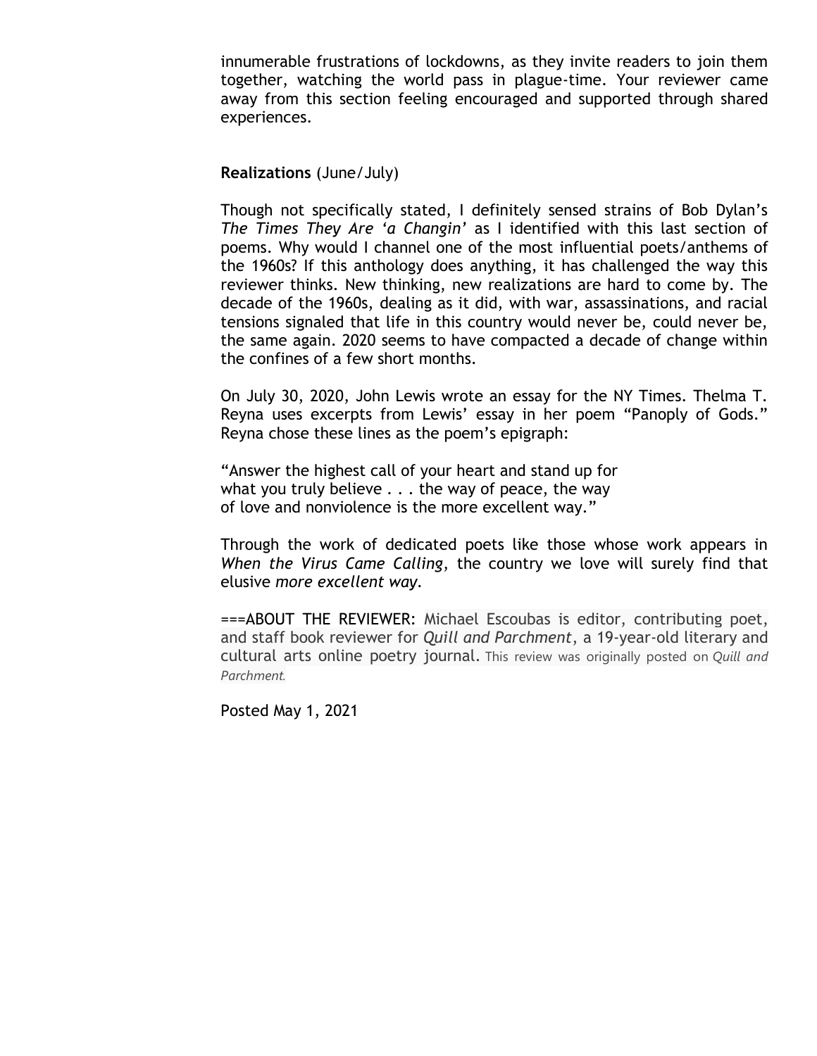innumerable frustrations of lockdowns, as they invite readers to join them together, watching the world pass in plague-time. Your reviewer came away from this section feeling encouraged and supported through shared experiences.

**Realizations** (June/July)

Though not specifically stated, I definitely sensed strains of Bob Dylan's *The Times They Are 'a Changin'* as I identified with this last section of poems. Why would I channel one of the most influential poets/anthems of the 1960s? If this anthology does anything, it has challenged the way this reviewer thinks. New thinking, new realizations are hard to come by. The decade of the 1960s, dealing as it did, with war, assassinations, and racial tensions signaled that life in this country would never be, could never be, the same again. 2020 seems to have compacted a decade of change within the confines of a few short months.

On July 30, 2020, John Lewis wrote an essay for the NY Times. Thelma T. Reyna uses excerpts from Lewis' essay in her poem "Panoply of Gods." Reyna chose these lines as the poem's epigraph:

"Answer the highest call of your heart and stand up for
what you truly believe . . . the way of peace, the way
of love and nonviolence is the more excellent way."

Through the work of dedicated poets like those whose work appears in *When the Virus Came Calling*, the country we love will surely find that elusive *more excellent way*.

===ABOUT THE REVIEWER: Michael Escoubas is editor, contributing poet, and staff book reviewer for *Quill and Parchment*, a 19-year-old literary and cultural arts online poetry journal. This review was originally posted on *Quill and Parchment.*

Posted May 1, 2021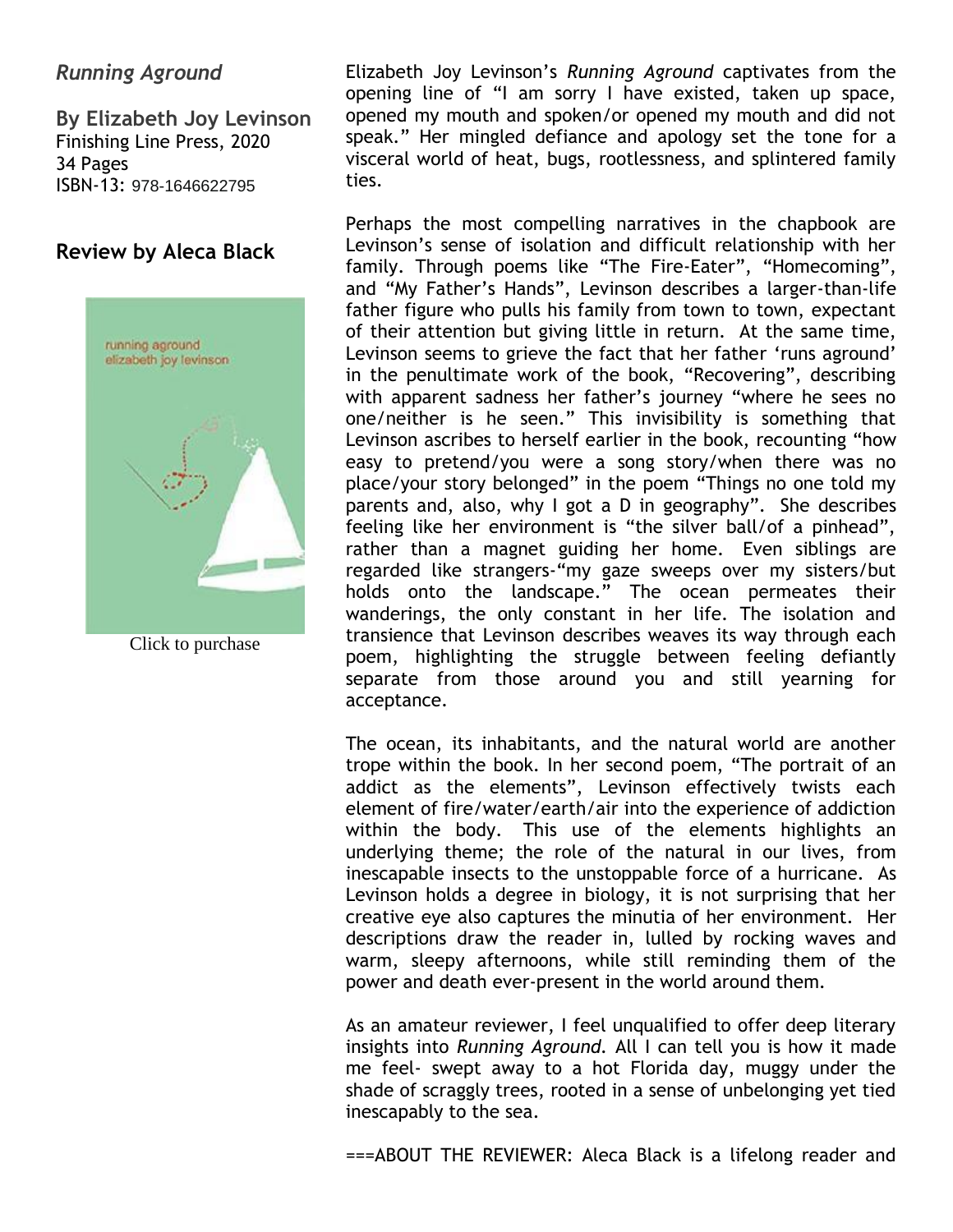## *Running Aground*

**By Elizabeth Joy Levinson**
Finishing Line Press, 2020
34 Pages
ISBN-13: 978-1646622795

## Review by Aleca Black

Click to purchase

Elizabeth Joy Levinson's *Running Aground* captivates from the opening line of "I am sorry I have existed, taken up space, opened my mouth and spoken/or opened my mouth and did not speak." Her mingled defiance and apology set the tone for a visceral world of heat, bugs, rootlessness, and splintered family ties.

Perhaps the most compelling narratives in the chapbook are Levinson's sense of isolation and difficult relationship with her family. Through poems like "The Fire-Eater", "Homecoming", and "My Father's Hands", Levinson describes a larger-than-life father figure who pulls his family from town to town, expectant of their attention but giving little in return. At the same time, Levinson seems to grieve the fact that her father 'runs aground' in the penultimate work of the book, "Recovering", describing with apparent sadness her father's journey "where he sees no one/neither is he seen." This invisibility is something that Levinson ascribes to herself earlier in the book, recounting "how easy to pretend/you were a song story/when there was no place/your story belonged" in the poem "Things no one told my parents and, also, why I got a D in geography". She describes feeling like her environment is "the silver ball/of a pinhead", rather than a magnet guiding her home. Even siblings are regarded like strangers-"my gaze sweeps over my sisters/but holds onto the landscape." The ocean permeates their wanderings, the only constant in her life. The isolation and transience that Levinson describes weaves its way through each poem, highlighting the struggle between feeling defiantly separate from those around you and still yearning for acceptance.

The ocean, its inhabitants, and the natural world are another trope within the book. In her second poem, "The portrait of an addict as the elements", Levinson effectively twists each element of fire/water/earth/air into the experience of addiction within the body. This use of the elements highlights an underlying theme; the role of the natural in our lives, from inescapable insects to the unstoppable force of a hurricane. As Levinson holds a degree in biology, it is not surprising that her creative eye also captures the minutia of her environment. Her descriptions draw the reader in, lulled by rocking waves and warm, sleepy afternoons, while still reminding them of the power and death ever-present in the world around them.

As an amateur reviewer, I feel unqualified to offer deep literary insights into *Running Aground.* All I can tell you is how it made me feel- swept away to a hot Florida day, muggy under the shade of scraggly trees, rooted in a sense of unbelonging yet tied inescapably to the sea.

===ABOUT THE REVIEWER: Aleca Black is a lifelong reader and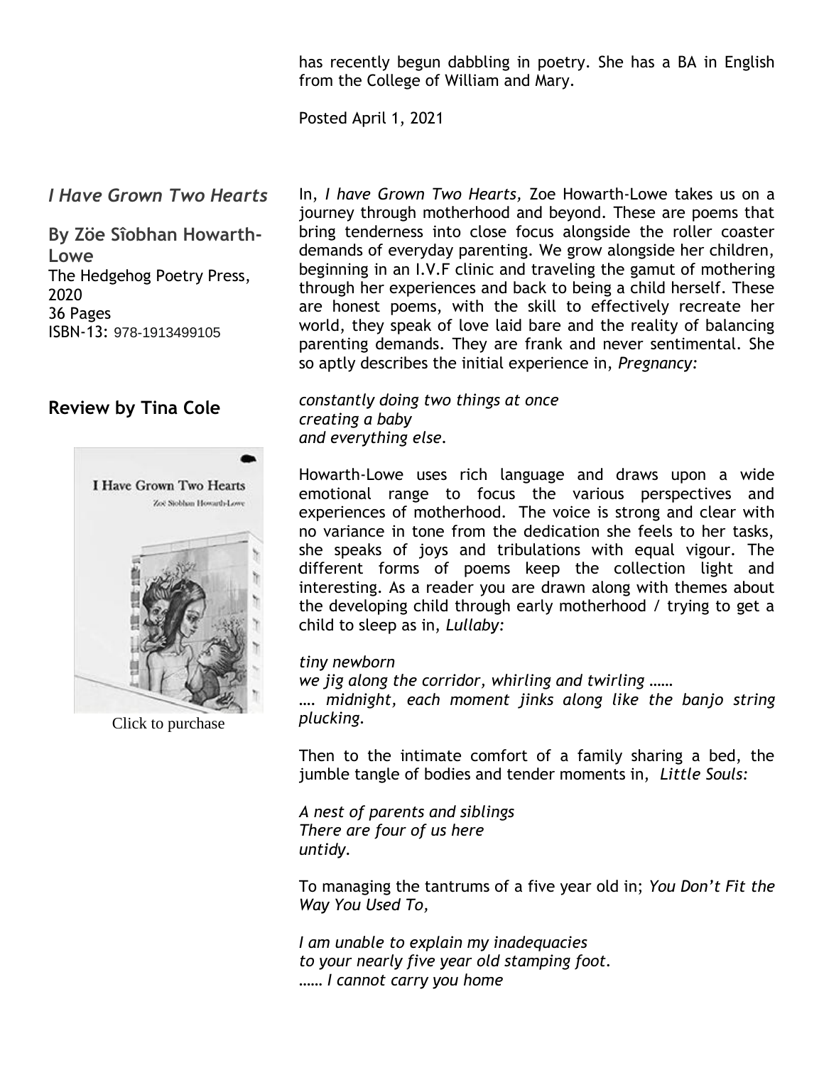has recently begun dabbling in poetry. She has a BA in English from the College of William and Mary.

Posted April 1, 2021

### *I Have Grown Two Hearts*

**By Zöe Sîobhan Howarth-Lowe**
The Hedgehog Poetry Press, 2020
36 Pages
ISBN-13: 978-1913499105

### Review by Tina Cole

Click to purchase

In, *I have Grown Two Hearts,* Zoe Howarth-Lowe takes us on a journey through motherhood and beyond. These are poems that bring tenderness into close focus alongside the roller coaster demands of everyday parenting. We grow alongside her children, beginning in an I.V.F clinic and traveling the gamut of mothering through her experiences and back to being a child herself. These are honest poems, with the skill to effectively recreate her world, they speak of love laid bare and the reality of balancing parenting demands. They are frank and never sentimental. She so aptly describes the initial experience in, *Pregnancy:*

*constantly doing two things at once*
*creating a baby*
*and everything else.*

Howarth-Lowe uses rich language and draws upon a wide emotional range to focus the various perspectives and experiences of motherhood. The voice is strong and clear with no variance in tone from the dedication she feels to her tasks, she speaks of joys and tribulations with equal vigour. The different forms of poems keep the collection light and interesting. As a reader you are drawn along with themes about the developing child through early motherhood / trying to get a child to sleep as in, *Lullaby:*

*tiny newborn*
*we jig along the corridor, whirling and twirling ……*
*…. midnight, each moment jinks along like the banjo string plucking.*

Then to the intimate comfort of a family sharing a bed, the jumble tangle of bodies and tender moments in, *Little Souls:*

*A nest of parents and siblings*
*There are four of us here*
*untidy.*

To managing the tantrums of a five year old in; *You Don't Fit the Way You Used To,*

*I am unable to explain my inadequacies*
*to your nearly five year old stamping foot.*
*…… I cannot carry you home*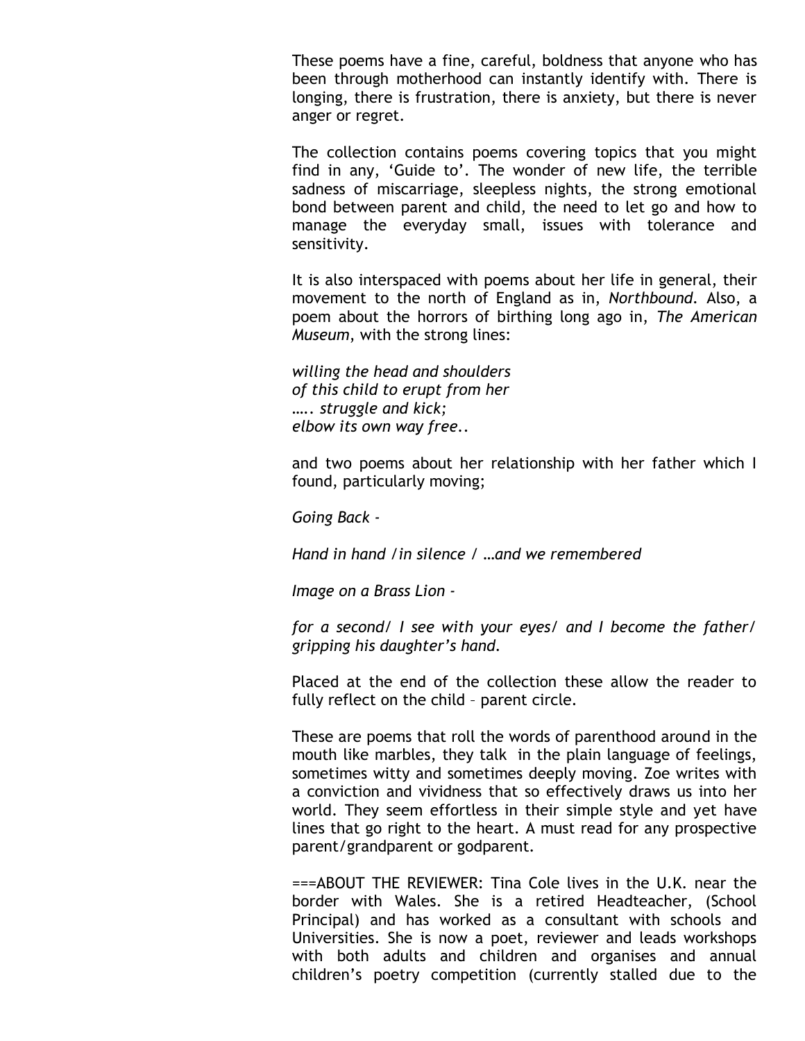These poems have a fine, careful, boldness that anyone who has been through motherhood can instantly identify with. There is longing, there is frustration, there is anxiety, but there is never anger or regret.

The collection contains poems covering topics that you might find in any, 'Guide to'. The wonder of new life, the terrible sadness of miscarriage, sleepless nights, the strong emotional bond between parent and child, the need to let go and how to manage the everyday small, issues with tolerance and sensitivity.

It is also interspaced with poems about her life in general, their movement to the north of England as in, *Northbound*. Also, a poem about the horrors of birthing long ago in, *The American Museum*, with the strong lines:

*willing the head and shoulders*
*of this child to erupt from her*
*….. struggle and kick;*
*elbow its own way free..*

and two poems about her relationship with her father which I found, particularly moving;

*Going Back -*

*Hand in hand /in silence / …and we remembered*

*Image on a Brass Lion -*

*for a second/ I see with your eyes/ and I become the father/ gripping his daughter's hand.*

Placed at the end of the collection these allow the reader to fully reflect on the child – parent circle.

These are poems that roll the words of parenthood around in the mouth like marbles, they talk in the plain language of feelings, sometimes witty and sometimes deeply moving. Zoe writes with a conviction and vividness that so effectively draws us into her world. They seem effortless in their simple style and yet have lines that go right to the heart. A must read for any prospective parent/grandparent or godparent.

===ABOUT THE REVIEWER: Tina Cole lives in the U.K. near the border with Wales. She is a retired Headteacher, (School Principal) and has worked as a consultant with schools and Universities. She is now a poet, reviewer and leads workshops with both adults and children and organises and annual children's poetry competition (currently stalled due to the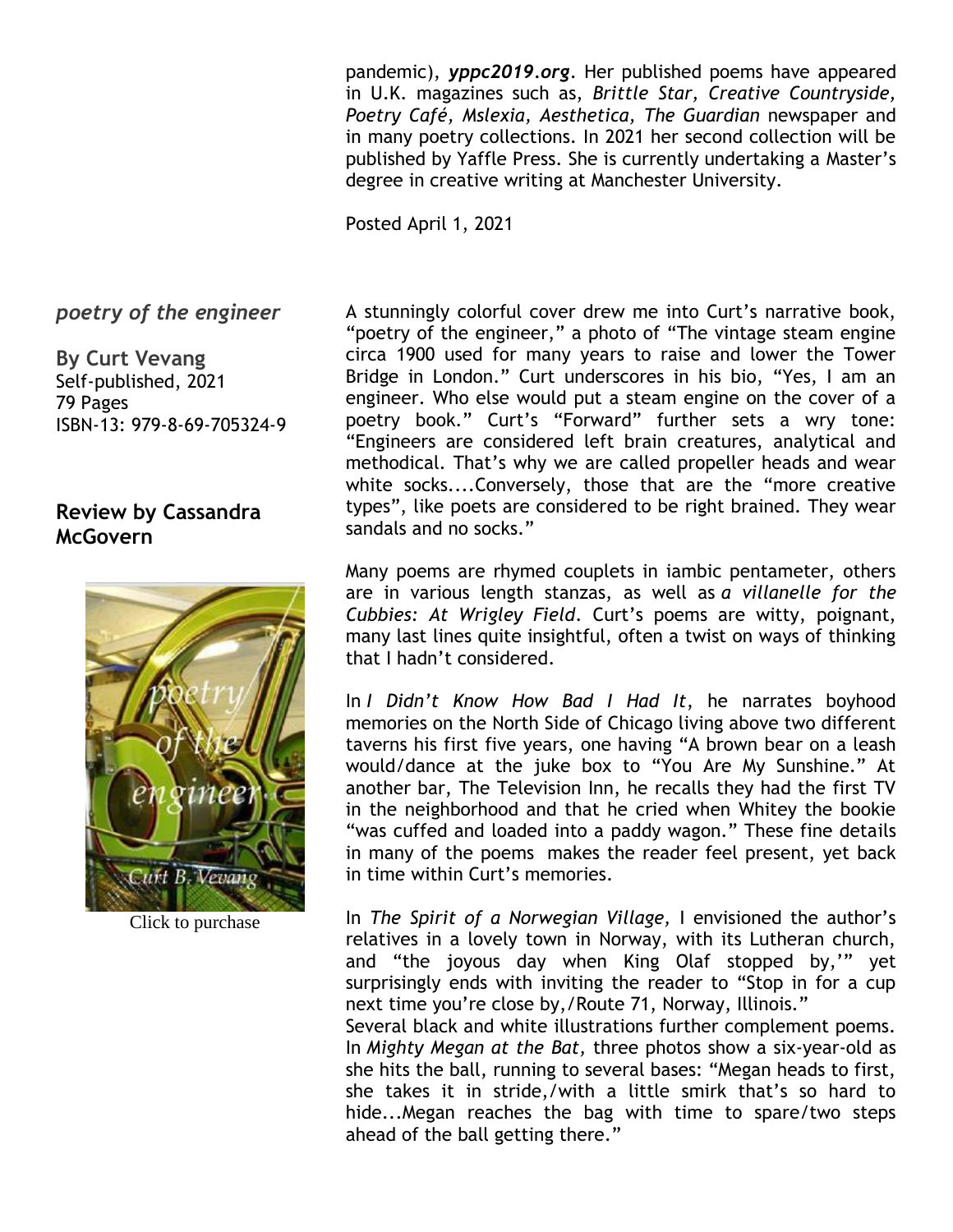pandemic), ***yppc2019.org***. Her published poems have appeared in U.K. magazines such as, *Brittle Star, Creative Countryside, Poetry Café, Mslexia, Aesthetica, The Guardian* newspaper and in many poetry collections. In 2021 her second collection will be published by Yaffle Press. She is currently undertaking a Master's degree in creative writing at Manchester University.

Posted April 1, 2021

### *poetry of the engineer*

**By Curt Vevang**
Self-published, 2021
79 Pages
ISBN-13: 979-8-69-705324-9

**Review by Cassandra McGovern**

Click to purchase

A stunningly colorful cover drew me into Curt's narrative book, "poetry of the engineer," a photo of "The vintage steam engine circa 1900 used for many years to raise and lower the Tower Bridge in London." Curt underscores in his bio, "Yes, I am an engineer. Who else would put a steam engine on the cover of a poetry book." Curt's "Forward" further sets a wry tone: "Engineers are considered left brain creatures, analytical and methodical. That's why we are called propeller heads and wear white socks....Conversely, those that are the "more creative types", like poets are considered to be right brained. They wear sandals and no socks."

Many poems are rhymed couplets in iambic pentameter, others are in various length stanzas, as well as *a villanelle for the Cubbies: At Wrigley Field*. Curt's poems are witty, poignant, many last lines quite insightful, often a twist on ways of thinking that I hadn't considered.

In *I Didn't Know How Bad I Had It*, he narrates boyhood memories on the North Side of Chicago living above two different taverns his first five years, one having "A brown bear on a leash would/dance at the juke box to "You Are My Sunshine." At another bar, The Television Inn, he recalls they had the first TV in the neighborhood and that he cried when Whitey the bookie "was cuffed and loaded into a paddy wagon." These fine details in many of the poems makes the reader feel present, yet back in time within Curt's memories.

In *The Spirit of a Norwegian Village,* I envisioned the author's relatives in a lovely town in Norway, with its Lutheran church, and "the joyous day when King Olaf stopped by,'" yet surprisingly ends with inviting the reader to "Stop in for a cup next time you're close by,/Route 71, Norway, Illinois."
Several black and white illustrations further complement poems. In *Mighty Megan at the Bat,* three photos show a six-year-old as she hits the ball, running to several bases: "Megan heads to first, she takes it in stride,/with a little smirk that's so hard to hide...Megan reaches the bag with time to spare/two steps ahead of the ball getting there."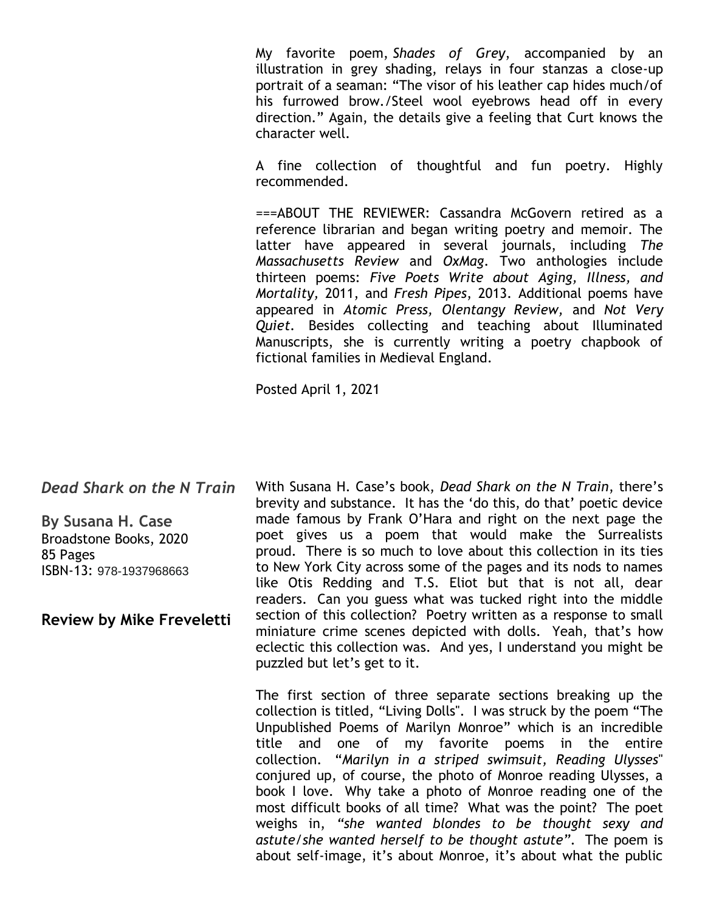My favorite poem, *Shades of Grey*, accompanied by an illustration in grey shading, relays in four stanzas a close-up portrait of a seaman: "The visor of his leather cap hides much/of his furrowed brow./Steel wool eyebrows head off in every direction." Again, the details give a feeling that Curt knows the character well.

A fine collection of thoughtful and fun poetry. Highly recommended.

===ABOUT THE REVIEWER: Cassandra McGovern retired as a reference librarian and began writing poetry and memoir. The latter have appeared in several journals, including *The Massachusetts Review* and *OxMag*. Two anthologies include thirteen poems: *Five Poets Write about Aging, Illness, and Mortality,* 2011, and *Fresh Pipes*, 2013. Additional poems have appeared in *Atomic Press*, *Olentangy Review*, and *Not Very Quiet*. Besides collecting and teaching about Illuminated Manuscripts, she is currently writing a poetry chapbook of fictional families in Medieval England.

Posted April 1, 2021

## *Dead Shark on the N Train*

**By Susana H. Case**
Broadstone Books, 2020
85 Pages
ISBN-13: 978-1937968663

**Review by Mike Freveletti**

With Susana H. Case's book, *Dead Shark on the N Train*, there's brevity and substance. It has the 'do this, do that' poetic device made famous by Frank O'Hara and right on the next page the poet gives us a poem that would make the Surrealists proud. There is so much to love about this collection in its ties to New York City across some of the pages and its nods to names like Otis Redding and T.S. Eliot but that is not all, dear readers. Can you guess what was tucked right into the middle section of this collection? Poetry written as a response to small miniature crime scenes depicted with dolls. Yeah, that's how eclectic this collection was. And yes, I understand you might be puzzled but let's get to it.

The first section of three separate sections breaking up the collection is titled, "Living Dolls". I was struck by the poem "The Unpublished Poems of Marilyn Monroe" which is an incredible title and one of my favorite poems in the entire collection. "*Marilyn in a striped swimsuit, Reading Ulysses*" conjured up, of course, the photo of Monroe reading Ulysses, a book I love. Why take a photo of Monroe reading one of the most difficult books of all time? What was the point? The poet weighs in, "*she wanted blondes to be thought sexy and astute/she wanted herself to be thought astute*". The poem is about self-image, it's about Monroe, it's about what the public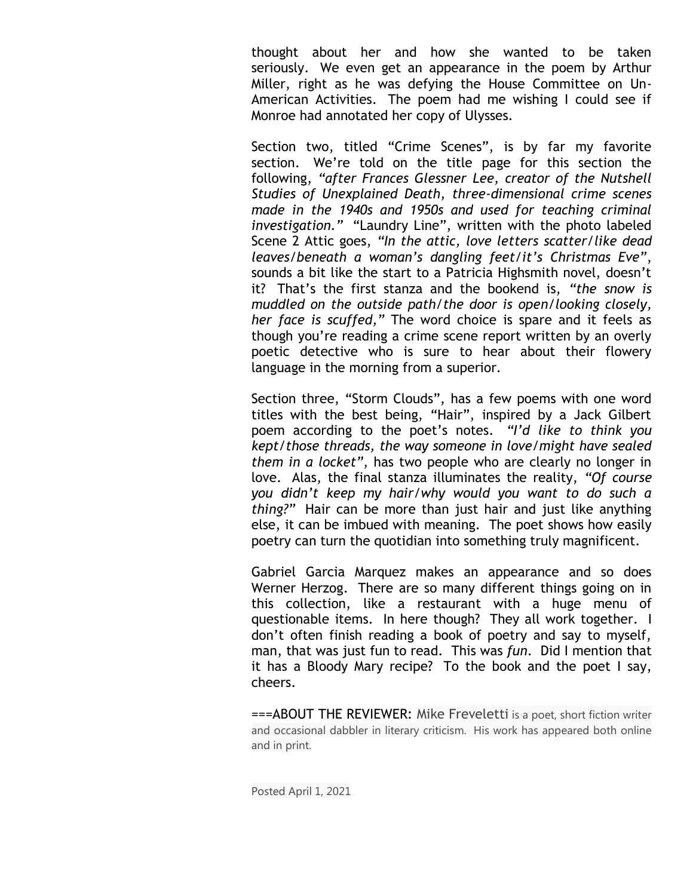thought about her and how she wanted to be taken seriously. We even get an appearance in the poem by Arthur Miller, right as he was defying the House Committee on Un-American Activities. The poem had me wishing I could see if Monroe had annotated her copy of Ulysses.

Section two, titled "Crime Scenes", is by far my favorite section. We're told on the title page for this section the following, *"after Frances Glessner Lee, creator of the Nutshell Studies of Unexplained Death, three-dimensional crime scenes made in the 1940s and 1950s and used for teaching criminal investigation."* "Laundry Line", written with the photo labeled Scene 2 Attic goes, *"In the attic, love letters scatter/like dead leaves/beneath a woman's dangling feet/it's Christmas Eve"*, sounds a bit like the start to a Patricia Highsmith novel, doesn't it? That's the first stanza and the bookend is, *"the snow is muddled on the outside path/the door is open/looking closely, her face is scuffed,"* The word choice is spare and it feels as though you're reading a crime scene report written by an overly poetic detective who is sure to hear about their flowery language in the morning from a superior.

Section three, "Storm Clouds", has a few poems with one word titles with the best being, "Hair", inspired by a Jack Gilbert poem according to the poet's notes. *"I'd like to think you kept/those threads, the way someone in love/might have sealed them in a locket"*, has two people who are clearly no longer in love. Alas, the final stanza illuminates the reality, *"Of course you didn't keep my hair/why would you want to do such a thing?"* Hair can be more than just hair and just like anything else, it can be imbued with meaning. The poet shows how easily poetry can turn the quotidian into something truly magnificent.

Gabriel Garcia Marquez makes an appearance and so does Werner Herzog. There are so many different things going on in this collection, like a restaurant with a huge menu of questionable items. In here though? They all work together. I don't often finish reading a book of poetry and say to myself, man, that was just fun to read. This was *fun*. Did I mention that it has a Bloody Mary recipe? To the book and the poet I say, cheers.

===ABOUT THE REVIEWER: Mike Freveletti is a poet, short fiction writer and occasional dabbler in literary criticism. His work has appeared both online and in print.

Posted April 1, 2021